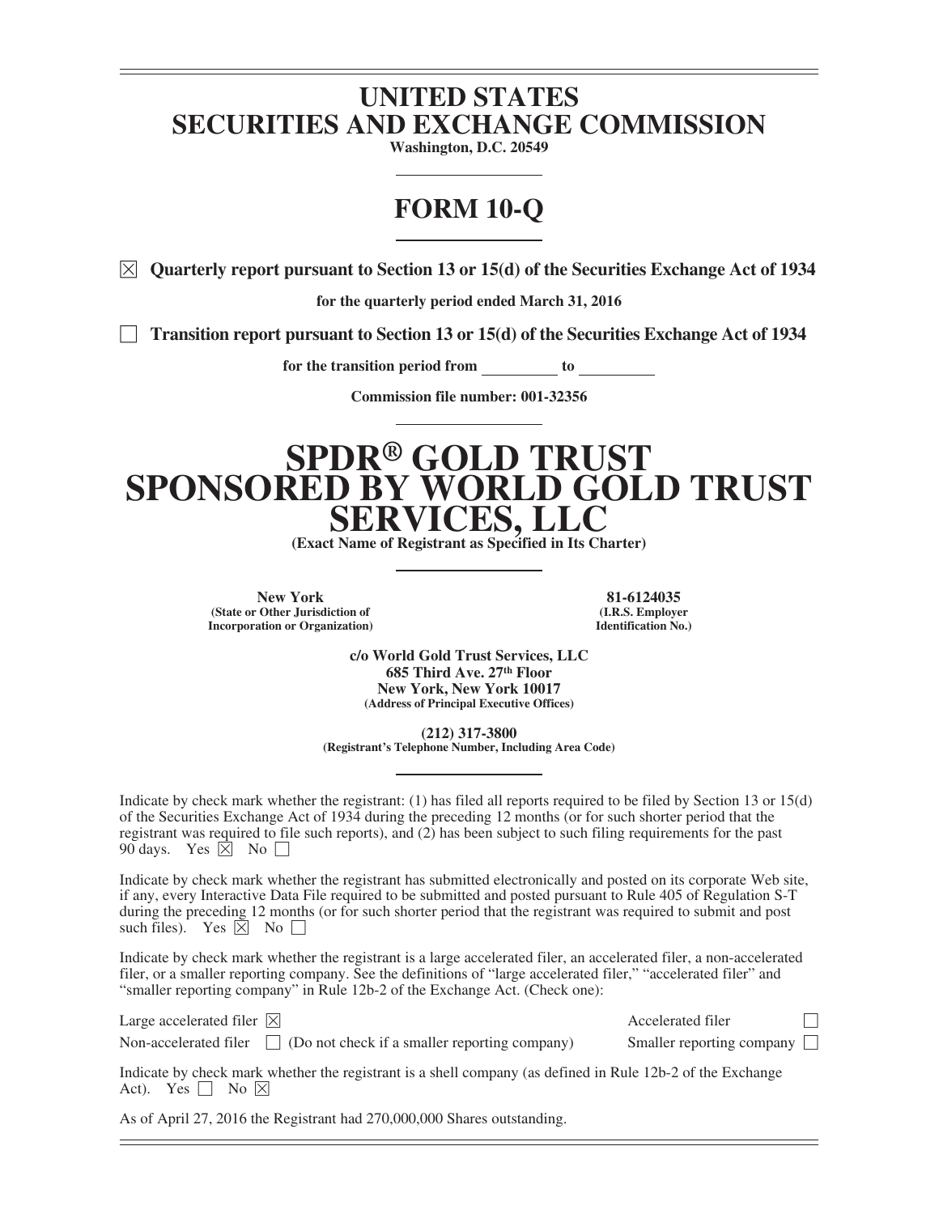# UNITED STATES
# SECURITIES AND EXCHANGE COMMISSION

**Washington, D.C. 20549**

# FORM 10-Q

☒ **Quarterly report pursuant to Section 13 or 15(d) of the Securities Exchange Act of 1934**

**for the quarterly period ended March 31, 2016**

☐ **Transition report pursuant to Section 13 or 15(d) of the Securities Exchange Act of 1934**

**for the transition period from \_\_\_\_\_\_\_\_\_\_ to \_\_\_\_\_\_\_\_\_\_**

**Commission file number: 001-32356**

# SPDR® GOLD TRUST SPONSORED BY WORLD GOLD TRUST SERVICES, LLC

**(Exact Name of Registrant as Specified in Its Charter)**

| | |
|---|---|
| **New York** | **81-6124035** |
| **(State or Other Jurisdiction of Incorporation or Organization)** | **(I.R.S. Employer Identification No.)** |

**c/o World Gold Trust Services, LLC**
**685 Third Ave. 27th Floor**
**New York, New York 10017**
**(Address of Principal Executive Offices)**

**(212) 317-3800**
**(Registrant's Telephone Number, Including Area Code)**

Indicate by check mark whether the registrant: (1) has filed all reports required to be filed by Section 13 or 15(d) of the Securities Exchange Act of 1934 during the preceding 12 months (or for such shorter period that the registrant was required to file such reports), and (2) has been subject to such filing requirements for the past 90 days. Yes ☒ No ☐

Indicate by check mark whether the registrant has submitted electronically and posted on its corporate Web site, if any, every Interactive Data File required to be submitted and posted pursuant to Rule 405 of Regulation S-T during the preceding 12 months (or for such shorter period that the registrant was required to submit and post such files). Yes ☒ No ☐

Indicate by check mark whether the registrant is a large accelerated filer, an accelerated filer, a non-accelerated filer, or a smaller reporting company. See the definitions of "large accelerated filer," "accelerated filer" and "smaller reporting company" in Rule 12b-2 of the Exchange Act. (Check one):

| | |
|---|---|
| Large accelerated filer ☒ | Accelerated filer ☐ |
| Non-accelerated filer ☐ (Do not check if a smaller reporting company) | Smaller reporting company ☐ |

Indicate by check mark whether the registrant is a shell company (as defined in Rule 12b-2 of the Exchange Act). Yes ☐ No ☒

As of April 27, 2016 the Registrant had 270,000,000 Shares outstanding.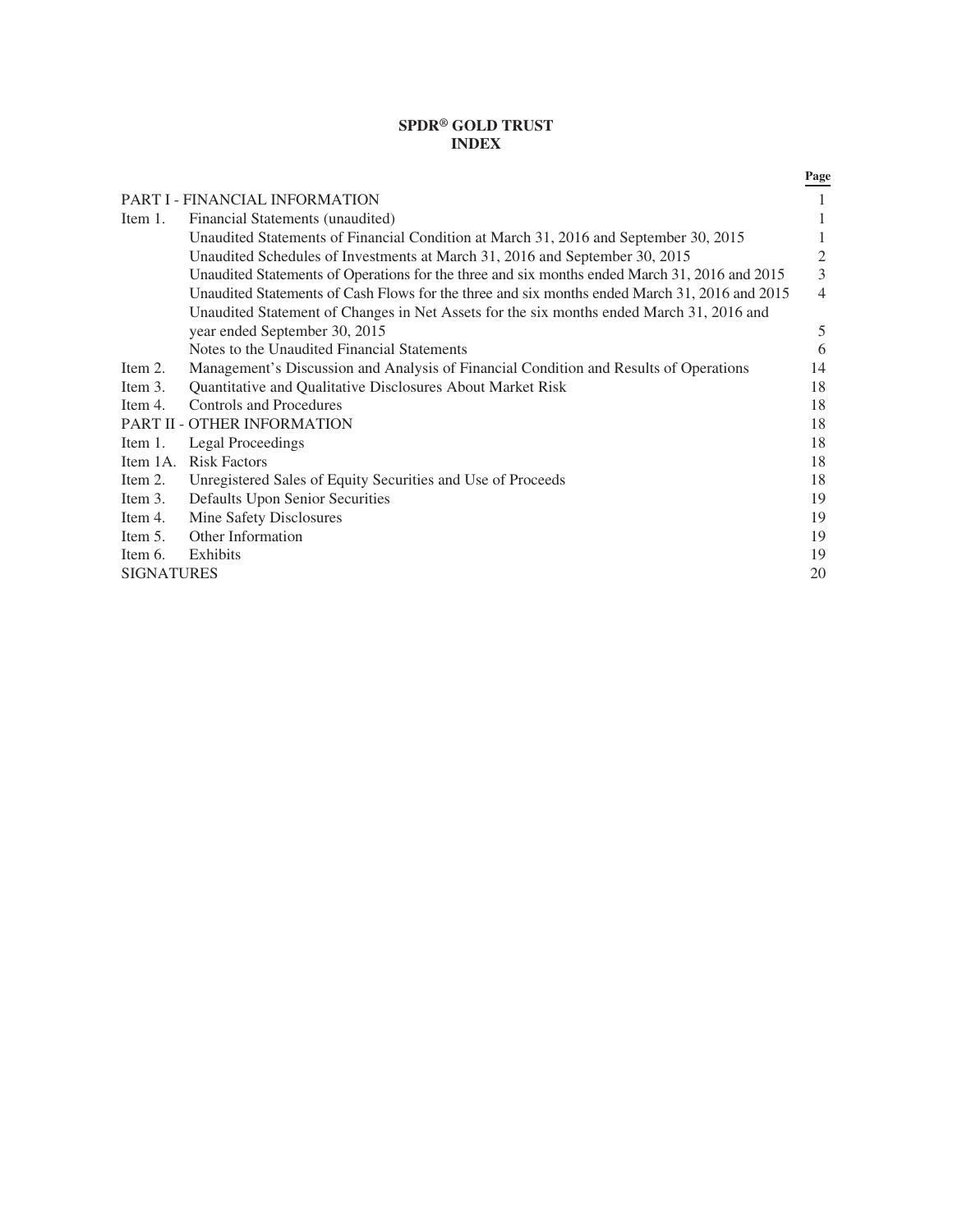# SPDR® GOLD TRUST
## INDEX

| | | Page |
|---|---|---|
| PART I - FINANCIAL INFORMATION | | 1 |
| Item 1. | Financial Statements (unaudited) | 1 |
| | Unaudited Statements of Financial Condition at March 31, 2016 and September 30, 2015 | 1 |
| | Unaudited Schedules of Investments at March 31, 2016 and September 30, 2015 | 2 |
| | Unaudited Statements of Operations for the three and six months ended March 31, 2016 and 2015 | 3 |
| | Unaudited Statements of Cash Flows for the three and six months ended March 31, 2016 and 2015 | 4 |
| | Unaudited Statement of Changes in Net Assets for the six months ended March 31, 2016 and year ended September 30, 2015 | 5 |
| | Notes to the Unaudited Financial Statements | 6 |
| Item 2. | Management's Discussion and Analysis of Financial Condition and Results of Operations | 14 |
| Item 3. | Quantitative and Qualitative Disclosures About Market Risk | 18 |
| Item 4. | Controls and Procedures | 18 |
| PART II - OTHER INFORMATION | | 18 |
| Item 1. | Legal Proceedings | 18 |
| Item 1A. | Risk Factors | 18 |
| Item 2. | Unregistered Sales of Equity Securities and Use of Proceeds | 18 |
| Item 3. | Defaults Upon Senior Securities | 19 |
| Item 4. | Mine Safety Disclosures | 19 |
| Item 5. | Other Information | 19 |
| Item 6. | Exhibits | 19 |
| SIGNATURES | | 20 |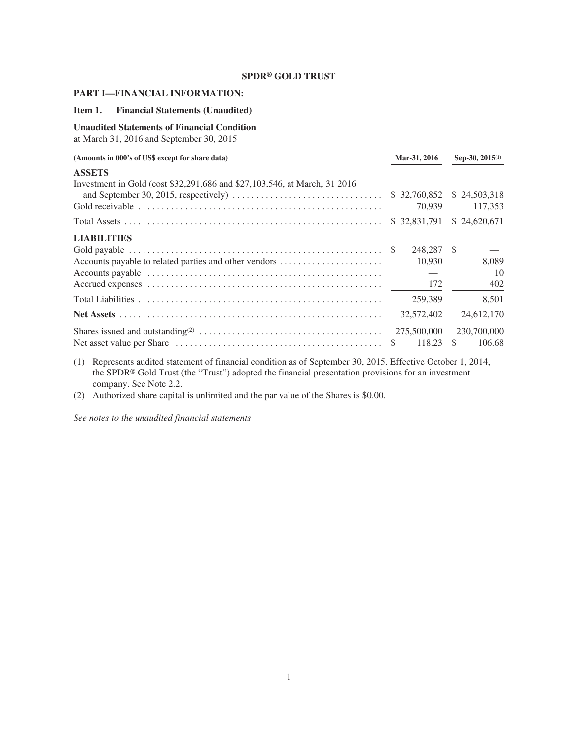**SPDR® GOLD TRUST**

## PART I—FINANCIAL INFORMATION:

### Item 1. Financial Statements (Unaudited)

**Unaudited Statements of Financial Condition**
at March 31, 2016 and September 30, 2015

| (Amounts in 000's of US$ except for share data) | Mar-31, 2016 | Sep-30, 2015[(1)] |
|---|---|---|
| **ASSETS** | | |
| Investment in Gold (cost $32,291,686 and $27,103,546, at March, 31 2016 and September 30, 2015, respectively) | $ 32,760,852 | $ 24,503,318 |
| Gold receivable | 70,939 | 117,353 |
| Total Assets | $ 32,831,791 | $ 24,620,671 |
| **LIABILITIES** | | |
| Gold payable | $ 248,287 | $ — |
| Accounts payable to related parties and other vendors | 10,930 | 8,089 |
| Accounts payable | — | 10 |
| Accrued expenses | 172 | 402 |
| Total Liabilities | 259,389 | 8,501 |
| **Net Assets** | 32,572,402 | 24,612,170 |
| Shares issued and outstanding[(2)] | 275,500,000 | 230,700,000 |
| Net asset value per Share | $ 118.23 | $ 106.68 |

(1) Represents audited statement of financial condition as of September 30, 2015. Effective October 1, 2014, the SPDR® Gold Trust (the "Trust") adopted the financial presentation provisions for an investment company. See Note 2.2.

(2) Authorized share capital is unlimited and the par value of the Shares is $0.00.

*See notes to the unaudited financial statements*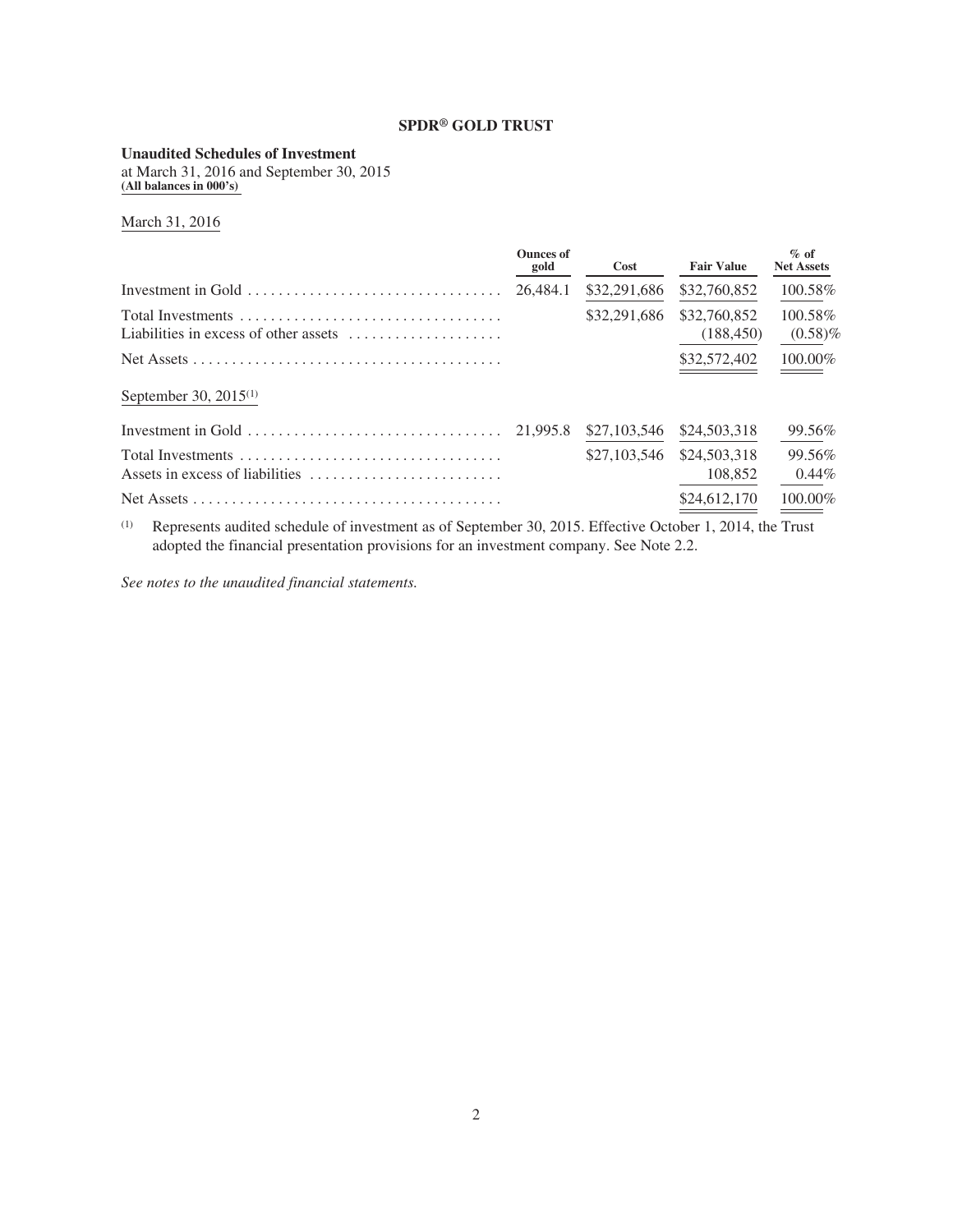**SPDR® GOLD TRUST**

**Unaudited Schedules of Investment**

at March 31, 2016 and September 30, 2015

**(All balances in 000's)**

March 31, 2016

| | Ounces of gold | Cost | Fair Value | % of Net Assets |
|---|---|---|---|---|
| Investment in Gold | 26,484.1 | $32,291,686 | $32,760,852 | 100.58% |
| Total Investments | | $32,291,686 | $32,760,852 | 100.58% |
| Liabilities in excess of other assets | | | (188,450) | (0.58)% |
| Net Assets | | | $32,572,402 | 100.00% |

September 30, 2015[(1)]

| | Ounces of gold | Cost | Fair Value | % of Net Assets |
|---|---|---|---|---|
| Investment in Gold | 21,995.8 | $27,103,546 | $24,503,318 | 99.56% |
| Total Investments | | $27,103,546 | $24,503,318 | 99.56% |
| Assets in excess of liabilities | | | 108,852 | 0.44% |
| Net Assets | | | $24,612,170 | 100.00% |

(1) Represents audited schedule of investment as of September 30, 2015. Effective October 1, 2014, the Trust adopted the financial presentation provisions for an investment company. See Note 2.2.

*See notes to the unaudited financial statements.*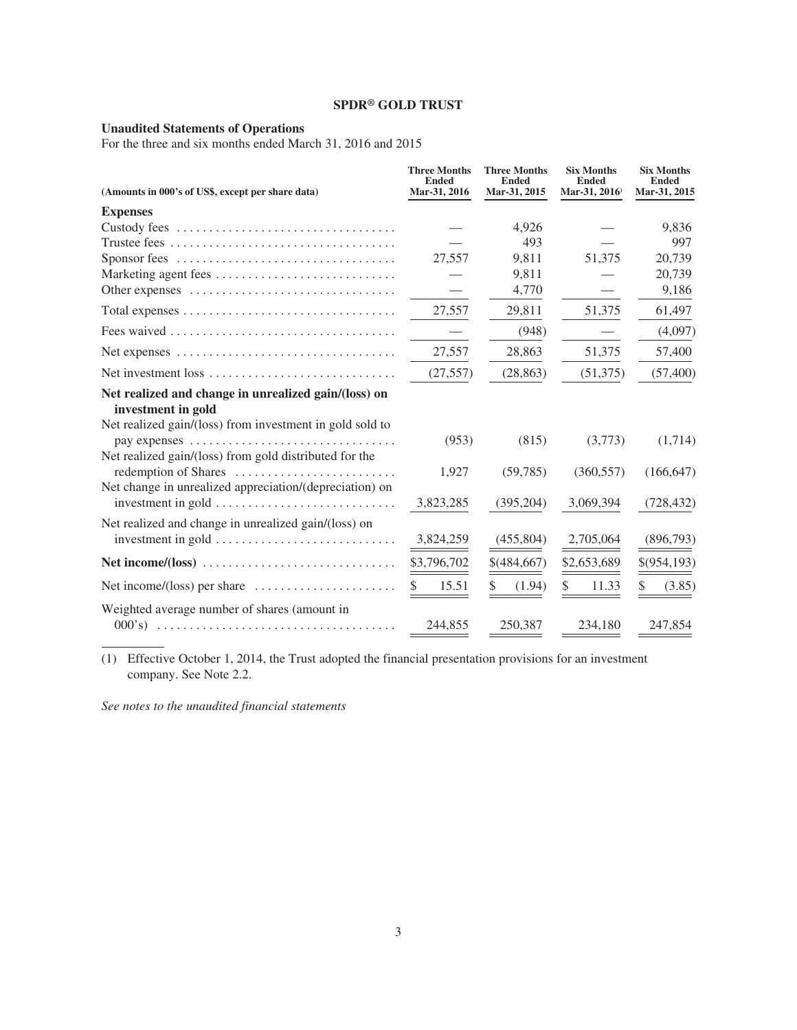## SPDR® GOLD TRUST

### Unaudited Statements of Operations

For the three and six months ended March 31, 2016 and 2015

| (Amounts in 000's of US$, except per share data) | Three Months Ended Mar-31, 2016 | Three Months Ended Mar-31, 2015 | Six Months Ended Mar-31, 2016[1] | Six Months Ended Mar-31, 2015 |
|---|---|---|---|---|
| **Expenses** | | | | |
| Custody fees | — | 4,926 | — | 9,836 |
| Trustee fees | — | 493 | — | 997 |
| Sponsor fees | 27,557 | 9,811 | 51,375 | 20,739 |
| Marketing agent fees | — | 9,811 | — | 20,739 |
| Other expenses | — | 4,770 | — | 9,186 |
| Total expenses | 27,557 | 29,811 | 51,375 | 61,497 |
| Fees waived | — | (948) | — | (4,097) |
| Net expenses | 27,557 | 28,863 | 51,375 | 57,400 |
| Net investment loss | (27,557) | (28,863) | (51,375) | (57,400) |
| **Net realized and change in unrealized gain/(loss) on investment in gold** | | | | |
| Net realized gain/(loss) from investment in gold sold to pay expenses | (953) | (815) | (3,773) | (1,714) |
| Net realized gain/(loss) from gold distributed for the redemption of Shares | 1,927 | (59,785) | (360,557) | (166,647) |
| Net change in unrealized appreciation/(depreciation) on investment in gold | 3,823,285 | (395,204) | 3,069,394 | (728,432) |
| Net realized and change in unrealized gain/(loss) on investment in gold | 3,824,259 | (455,804) | 2,705,064 | (896,793) |
| **Net income/(loss)** | $3,796,702 | $(484,667) | $2,653,689 | $(954,193) |
| Net income/(loss) per share | $ 15.51 | $ (1.94) | $ 11.33 | $ (3.85) |
| Weighted average number of shares (amount in 000's) | 244,855 | 250,387 | 234,180 | 247,854 |

(1) Effective October 1, 2014, the Trust adopted the financial presentation provisions for an investment company. See Note 2.2.

*See notes to the unaudited financial statements*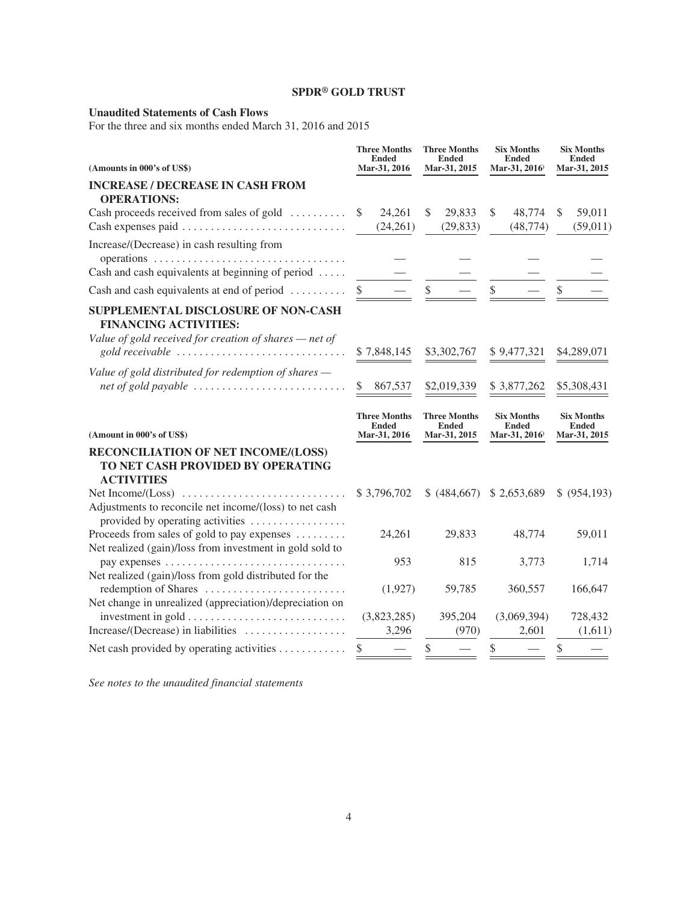# SPDR® GOLD TRUST

**Unaudited Statements of Cash Flows**

For the three and six months ended March 31, 2016 and 2015

| (Amounts in 000's of US$) | Three Months Ended Mar-31, 2016 | Three Months Ended Mar-31, 2015 | Six Months Ended Mar-31, 2016 | Six Months Ended Mar-31, 2015 |
|---|---|---|---|---|
| **INCREASE / DECREASE IN CASH FROM OPERATIONS:** | | | | |
| Cash proceeds received from sales of gold | $ 24,261 | $ 29,833 | $ 48,774 | $ 59,011 |
| Cash expenses paid | (24,261) | (29,833) | (48,774) | (59,011) |
| Increase/(Decrease) in cash resulting from operations | — | — | — | — |
| Cash and cash equivalents at beginning of period | — | — | — | — |
| Cash and cash equivalents at end of period | $ — | $ — | $ — | $ — |
| **SUPPLEMENTAL DISCLOSURE OF NON-CASH FINANCING ACTIVITIES:** | | | | |
| *Value of gold received for creation of shares — net of gold receivable* | $ 7,848,145 | $3,302,767 | $ 9,477,321 | $4,289,071 |
| *Value of gold distributed for redemption of shares — net of gold payable* | $ 867,537 | $2,019,339 | $ 3,877,262 | $5,308,431 |

| (Amount in 000's of US$) | Three Months Ended Mar-31, 2016 | Three Months Ended Mar-31, 2015 | Six Months Ended Mar-31, 2016 | Six Months Ended Mar-31, 2015 |
|---|---|---|---|---|
| **RECONCILIATION OF NET INCOME/(LOSS) TO NET CASH PROVIDED BY OPERATING ACTIVITIES** | | | | |
| Net Income/(Loss) | $ 3,796,702 | $ (484,667) | $ 2,653,689 | $ (954,193) |
| Adjustments to reconcile net income/(loss) to net cash provided by operating activities | | | | |
| Proceeds from sales of gold to pay expenses | 24,261 | 29,833 | 48,774 | 59,011 |
| Net realized (gain)/loss from investment in gold sold to pay expenses | 953 | 815 | 3,773 | 1,714 |
| Net realized (gain)/loss from gold distributed for the redemption of Shares | (1,927) | 59,785 | 360,557 | 166,647 |
| Net change in unrealized (appreciation)/depreciation on investment in gold | (3,823,285) | 395,204 | (3,069,394) | 728,432 |
| Increase/(Decrease) in liabilities | 3,296 | (970) | 2,601 | (1,611) |
| Net cash provided by operating activities | $ — | $ — | $ — | $ — |

*See notes to the unaudited financial statements*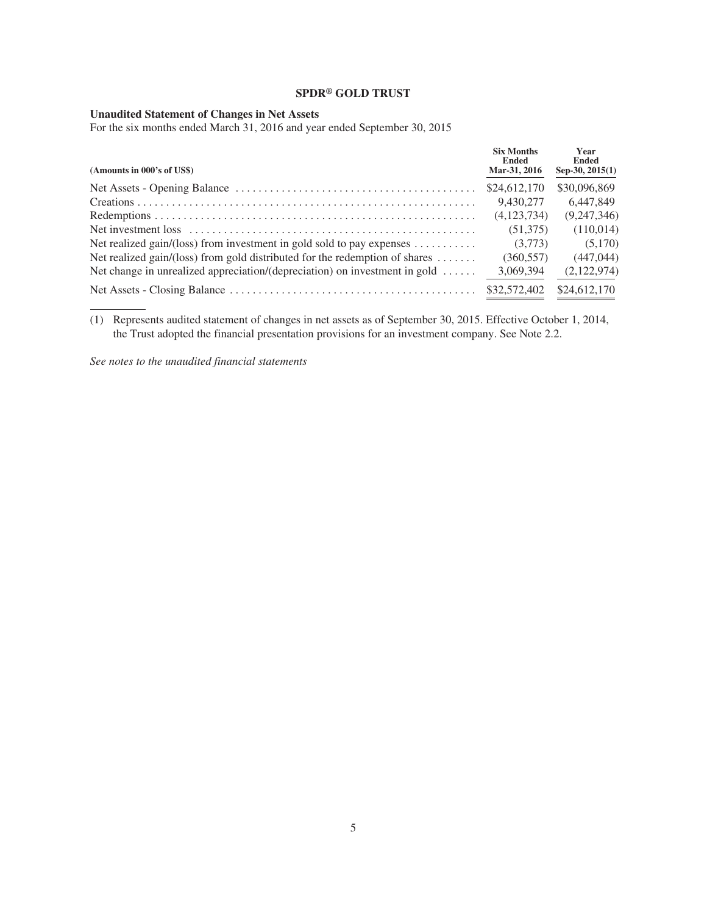# SPDR® GOLD TRUST

## Unaudited Statement of Changes in Net Assets

For the six months ended March 31, 2016 and year ended September 30, 2015

| (Amounts in 000's of US$) | Six Months Ended Mar-31, 2016 | Year Ended Sep-30, 2015(1) |
|---|---|---|
| Net Assets - Opening Balance | $24,612,170 | $30,096,869 |
| Creations | 9,430,277 | 6,447,849 |
| Redemptions | (4,123,734) | (9,247,346) |
| Net investment loss | (51,375) | (110,014) |
| Net realized gain/(loss) from investment in gold sold to pay expenses | (3,773) | (5,170) |
| Net realized gain/(loss) from gold distributed for the redemption of shares | (360,557) | (447,044) |
| Net change in unrealized appreciation/(depreciation) on investment in gold | 3,069,394 | (2,122,974) |
| Net Assets - Closing Balance | $32,572,402 | $24,612,170 |

(1) Represents audited statement of changes in net assets as of September 30, 2015. Effective October 1, 2014, the Trust adopted the financial presentation provisions for an investment company. See Note 2.2.

*See notes to the unaudited financial statements*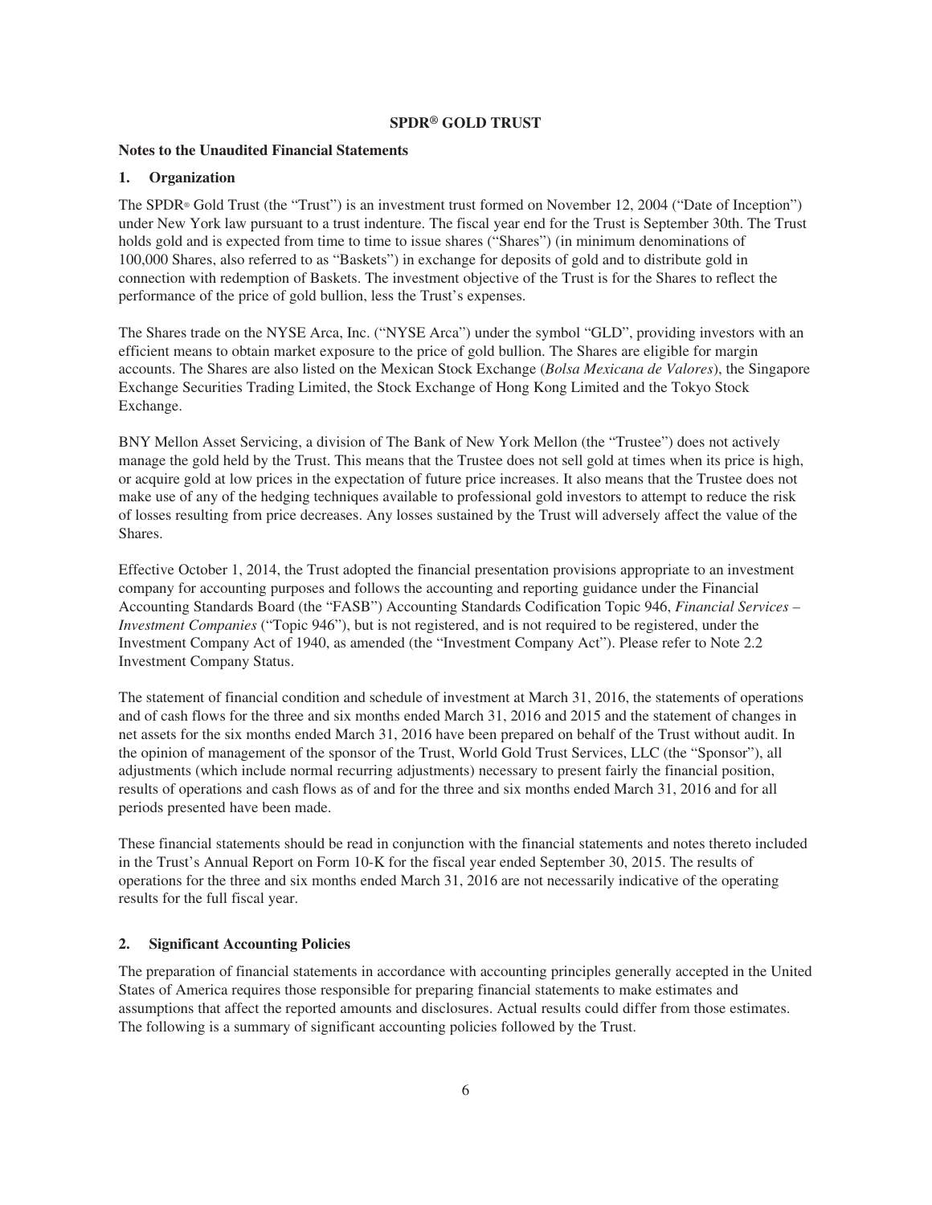**SPDR® GOLD TRUST**

**Notes to the Unaudited Financial Statements**

## 1. Organization

The SPDR® Gold Trust (the "Trust") is an investment trust formed on November 12, 2004 ("Date of Inception") under New York law pursuant to a trust indenture. The fiscal year end for the Trust is September 30th. The Trust holds gold and is expected from time to time to issue shares ("Shares") (in minimum denominations of 100,000 Shares, also referred to as "Baskets") in exchange for deposits of gold and to distribute gold in connection with redemption of Baskets. The investment objective of the Trust is for the Shares to reflect the performance of the price of gold bullion, less the Trust's expenses.

The Shares trade on the NYSE Arca, Inc. ("NYSE Arca") under the symbol "GLD", providing investors with an efficient means to obtain market exposure to the price of gold bullion. The Shares are eligible for margin accounts. The Shares are also listed on the Mexican Stock Exchange (*Bolsa Mexicana de Valores*), the Singapore Exchange Securities Trading Limited, the Stock Exchange of Hong Kong Limited and the Tokyo Stock Exchange.

BNY Mellon Asset Servicing, a division of The Bank of New York Mellon (the "Trustee") does not actively manage the gold held by the Trust. This means that the Trustee does not sell gold at times when its price is high, or acquire gold at low prices in the expectation of future price increases. It also means that the Trustee does not make use of any of the hedging techniques available to professional gold investors to attempt to reduce the risk of losses resulting from price decreases. Any losses sustained by the Trust will adversely affect the value of the Shares.

Effective October 1, 2014, the Trust adopted the financial presentation provisions appropriate to an investment company for accounting purposes and follows the accounting and reporting guidance under the Financial Accounting Standards Board (the "FASB") Accounting Standards Codification Topic 946, *Financial Services – Investment Companies* ("Topic 946"), but is not registered, and is not required to be registered, under the Investment Company Act of 1940, as amended (the "Investment Company Act"). Please refer to Note 2.2 Investment Company Status.

The statement of financial condition and schedule of investment at March 31, 2016, the statements of operations and of cash flows for the three and six months ended March 31, 2016 and 2015 and the statement of changes in net assets for the six months ended March 31, 2016 have been prepared on behalf of the Trust without audit. In the opinion of management of the sponsor of the Trust, World Gold Trust Services, LLC (the "Sponsor"), all adjustments (which include normal recurring adjustments) necessary to present fairly the financial position, results of operations and cash flows as of and for the three and six months ended March 31, 2016 and for all periods presented have been made.

These financial statements should be read in conjunction with the financial statements and notes thereto included in the Trust's Annual Report on Form 10-K for the fiscal year ended September 30, 2015. The results of operations for the three and six months ended March 31, 2016 are not necessarily indicative of the operating results for the full fiscal year.

## 2. Significant Accounting Policies

The preparation of financial statements in accordance with accounting principles generally accepted in the United States of America requires those responsible for preparing financial statements to make estimates and assumptions that affect the reported amounts and disclosures. Actual results could differ from those estimates. The following is a summary of significant accounting policies followed by the Trust.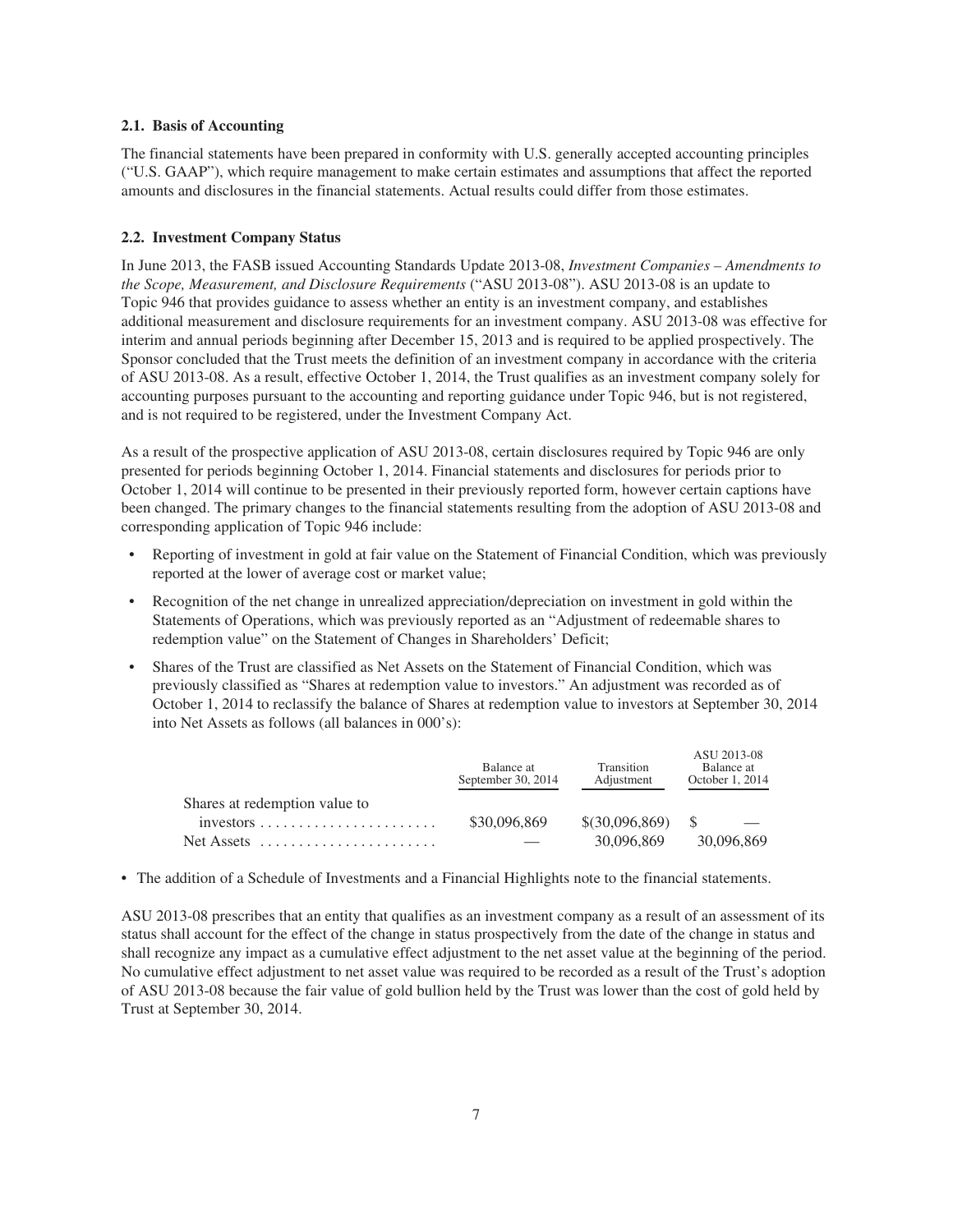### 2.1. Basis of Accounting

The financial statements have been prepared in conformity with U.S. generally accepted accounting principles ("U.S. GAAP"), which require management to make certain estimates and assumptions that affect the reported amounts and disclosures in the financial statements. Actual results could differ from those estimates.

### 2.2. Investment Company Status

In June 2013, the FASB issued Accounting Standards Update 2013-08, *Investment Companies – Amendments to the Scope, Measurement, and Disclosure Requirements* ("ASU 2013-08"). ASU 2013-08 is an update to Topic 946 that provides guidance to assess whether an entity is an investment company, and establishes additional measurement and disclosure requirements for an investment company. ASU 2013-08 was effective for interim and annual periods beginning after December 15, 2013 and is required to be applied prospectively. The Sponsor concluded that the Trust meets the definition of an investment company in accordance with the criteria of ASU 2013-08. As a result, effective October 1, 2014, the Trust qualifies as an investment company solely for accounting purposes pursuant to the accounting and reporting guidance under Topic 946, but is not registered, and is not required to be registered, under the Investment Company Act.

As a result of the prospective application of ASU 2013-08, certain disclosures required by Topic 946 are only presented for periods beginning October 1, 2014. Financial statements and disclosures for periods prior to October 1, 2014 will continue to be presented in their previously reported form, however certain captions have been changed. The primary changes to the financial statements resulting from the adoption of ASU 2013-08 and corresponding application of Topic 946 include:

- Reporting of investment in gold at fair value on the Statement of Financial Condition, which was previously reported at the lower of average cost or market value;
- Recognition of the net change in unrealized appreciation/depreciation on investment in gold within the Statements of Operations, which was previously reported as an "Adjustment of redeemable shares to redemption value" on the Statement of Changes in Shareholders' Deficit;
- Shares of the Trust are classified as Net Assets on the Statement of Financial Condition, which was previously classified as "Shares at redemption value to investors." An adjustment was recorded as of October 1, 2014 to reclassify the balance of Shares at redemption value to investors at September 30, 2014 into Net Assets as follows (all balances in 000's):

| | Balance at September 30, 2014 | Transition Adjustment | ASU 2013-08 Balance at October 1, 2014 |
|---|---|---|---|
| Shares at redemption value to investors | $30,096,869 | $(30,096,869) | $ — |
| Net Assets | — | 30,096,869 | 30,096,869 |

- The addition of a Schedule of Investments and a Financial Highlights note to the financial statements.

ASU 2013-08 prescribes that an entity that qualifies as an investment company as a result of an assessment of its status shall account for the effect of the change in status prospectively from the date of the change in status and shall recognize any impact as a cumulative effect adjustment to the net asset value at the beginning of the period. No cumulative effect adjustment to net asset value was required to be recorded as a result of the Trust's adoption of ASU 2013-08 because the fair value of gold bullion held by the Trust was lower than the cost of gold held by Trust at September 30, 2014.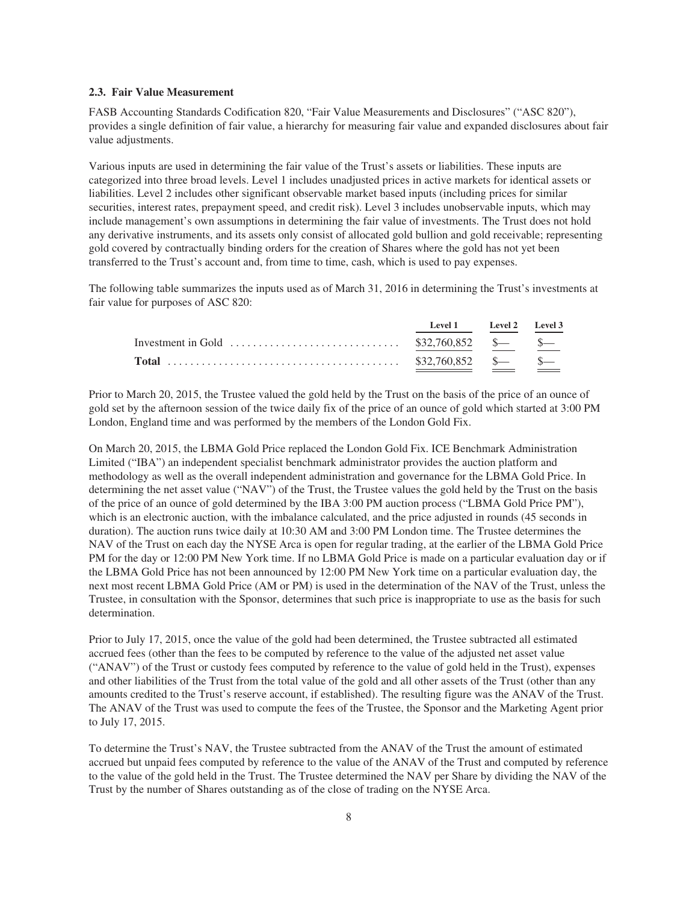### 2.3. Fair Value Measurement

FASB Accounting Standards Codification 820, "Fair Value Measurements and Disclosures" ("ASC 820"), provides a single definition of fair value, a hierarchy for measuring fair value and expanded disclosures about fair value adjustments.

Various inputs are used in determining the fair value of the Trust's assets or liabilities. These inputs are categorized into three broad levels. Level 1 includes unadjusted prices in active markets for identical assets or liabilities. Level 2 includes other significant observable market based inputs (including prices for similar securities, interest rates, prepayment speed, and credit risk). Level 3 includes unobservable inputs, which may include management's own assumptions in determining the fair value of investments. The Trust does not hold any derivative instruments, and its assets only consist of allocated gold bullion and gold receivable; representing gold covered by contractually binding orders for the creation of Shares where the gold has not yet been transferred to the Trust's account and, from time to time, cash, which is used to pay expenses.

The following table summarizes the inputs used as of March 31, 2016 in determining the Trust's investments at fair value for purposes of ASC 820:

| | Level 1 | Level 2 | Level 3 |
|---|---|---|---|
| Investment in Gold | $32,760,852 | $— | $— |
| **Total** | $32,760,852 | $— | $— |

Prior to March 20, 2015, the Trustee valued the gold held by the Trust on the basis of the price of an ounce of gold set by the afternoon session of the twice daily fix of the price of an ounce of gold which started at 3:00 PM London, England time and was performed by the members of the London Gold Fix.

On March 20, 2015, the LBMA Gold Price replaced the London Gold Fix. ICE Benchmark Administration Limited ("IBA") an independent specialist benchmark administrator provides the auction platform and methodology as well as the overall independent administration and governance for the LBMA Gold Price. In determining the net asset value ("NAV") of the Trust, the Trustee values the gold held by the Trust on the basis of the price of an ounce of gold determined by the IBA 3:00 PM auction process ("LBMA Gold Price PM"), which is an electronic auction, with the imbalance calculated, and the price adjusted in rounds (45 seconds in duration). The auction runs twice daily at 10:30 AM and 3:00 PM London time. The Trustee determines the NAV of the Trust on each day the NYSE Arca is open for regular trading, at the earlier of the LBMA Gold Price PM for the day or 12:00 PM New York time. If no LBMA Gold Price is made on a particular evaluation day or if the LBMA Gold Price has not been announced by 12:00 PM New York time on a particular evaluation day, the next most recent LBMA Gold Price (AM or PM) is used in the determination of the NAV of the Trust, unless the Trustee, in consultation with the Sponsor, determines that such price is inappropriate to use as the basis for such determination.

Prior to July 17, 2015, once the value of the gold had been determined, the Trustee subtracted all estimated accrued fees (other than the fees to be computed by reference to the value of the adjusted net asset value ("ANAV") of the Trust or custody fees computed by reference to the value of gold held in the Trust), expenses and other liabilities of the Trust from the total value of the gold and all other assets of the Trust (other than any amounts credited to the Trust's reserve account, if established). The resulting figure was the ANAV of the Trust. The ANAV of the Trust was used to compute the fees of the Trustee, the Sponsor and the Marketing Agent prior to July 17, 2015.

To determine the Trust's NAV, the Trustee subtracted from the ANAV of the Trust the amount of estimated accrued but unpaid fees computed by reference to the value of the ANAV of the Trust and computed by reference to the value of the gold held in the Trust. The Trustee determined the NAV per Share by dividing the NAV of the Trust by the number of Shares outstanding as of the close of trading on the NYSE Arca.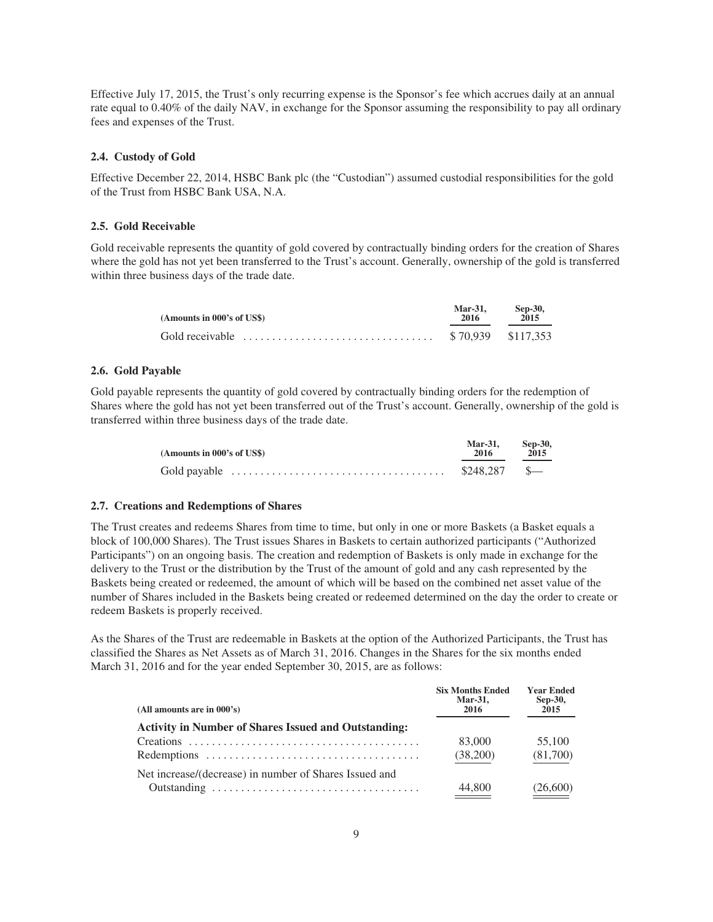Effective July 17, 2015, the Trust's only recurring expense is the Sponsor's fee which accrues daily at an annual rate equal to 0.40% of the daily NAV, in exchange for the Sponsor assuming the responsibility to pay all ordinary fees and expenses of the Trust.

### 2.4. Custody of Gold

Effective December 22, 2014, HSBC Bank plc (the "Custodian") assumed custodial responsibilities for the gold of the Trust from HSBC Bank USA, N.A.

### 2.5. Gold Receivable

Gold receivable represents the quantity of gold covered by contractually binding orders for the creation of Shares where the gold has not yet been transferred to the Trust's account. Generally, ownership of the gold is transferred within three business days of the trade date.

| (Amounts in 000's of US$) | Mar-31, 2016 | Sep-30, 2015 |
|---|---|---|
| Gold receivable | $ 70,939 | $117,353 |

### 2.6. Gold Payable

Gold payable represents the quantity of gold covered by contractually binding orders for the redemption of Shares where the gold has not yet been transferred out of the Trust's account. Generally, ownership of the gold is transferred within three business days of the trade date.

| (Amounts in 000's of US$) | Mar-31, 2016 | Sep-30, 2015 |
|---|---|---|
| Gold payable | $248,287 | $— |

### 2.7. Creations and Redemptions of Shares

The Trust creates and redeems Shares from time to time, but only in one or more Baskets (a Basket equals a block of 100,000 Shares). The Trust issues Shares in Baskets to certain authorized participants ("Authorized Participants") on an ongoing basis. The creation and redemption of Baskets is only made in exchange for the delivery to the Trust or the distribution by the Trust of the amount of gold and any cash represented by the Baskets being created or redeemed, the amount of which will be based on the combined net asset value of the number of Shares included in the Baskets being created or redeemed determined on the day the order to create or redeem Baskets is properly received.

As the Shares of the Trust are redeemable in Baskets at the option of the Authorized Participants, the Trust has classified the Shares as Net Assets as of March 31, 2016. Changes in the Shares for the six months ended March 31, 2016 and for the year ended September 30, 2015, are as follows:

| (All amounts are in 000's) | Six Months Ended Mar-31, 2016 | Year Ended Sep-30, 2015 |
|---|---|---|
| **Activity in Number of Shares Issued and Outstanding:** | | |
| Creations | 83,000 | 55,100 |
| Redemptions | (38,200) | (81,700) |
| Net increase/(decrease) in number of Shares Issued and Outstanding | 44,800 | (26,600) |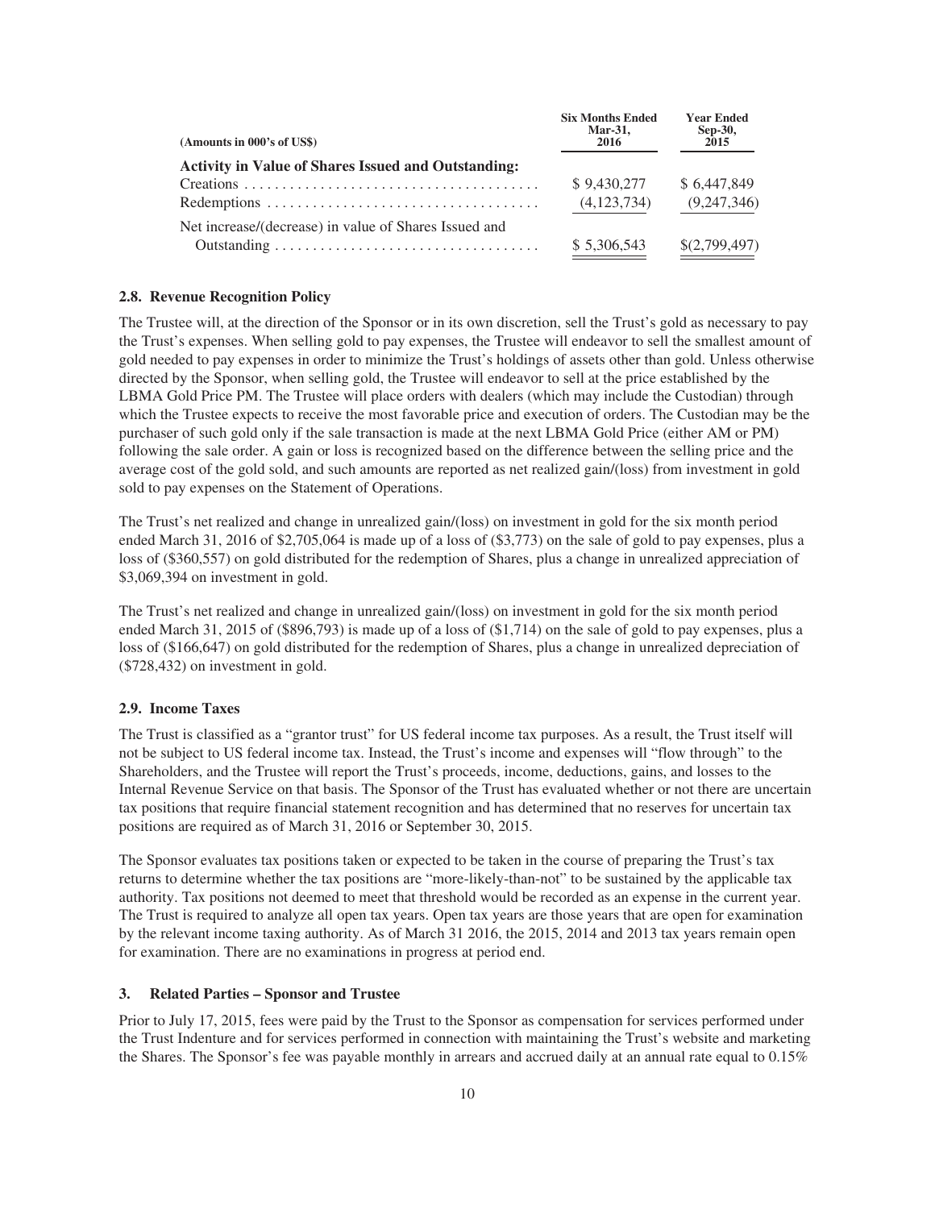| (Amounts in 000's of US$) | Six Months Ended Mar-31, 2016 | Year Ended Sep-30, 2015 |
|---|---|---|
| **Activity in Value of Shares Issued and Outstanding:** | | |
| Creations | $ 9,430,277 | $ 6,447,849 |
| Redemptions | (4,123,734) | (9,247,346) |
| Net increase/(decrease) in value of Shares Issued and Outstanding | $ 5,306,543 | $(2,799,497) |

### 2.8. Revenue Recognition Policy

The Trustee will, at the direction of the Sponsor or in its own discretion, sell the Trust's gold as necessary to pay the Trust's expenses. When selling gold to pay expenses, the Trustee will endeavor to sell the smallest amount of gold needed to pay expenses in order to minimize the Trust's holdings of assets other than gold. Unless otherwise directed by the Sponsor, when selling gold, the Trustee will endeavor to sell at the price established by the LBMA Gold Price PM. The Trustee will place orders with dealers (which may include the Custodian) through which the Trustee expects to receive the most favorable price and execution of orders. The Custodian may be the purchaser of such gold only if the sale transaction is made at the next LBMA Gold Price (either AM or PM) following the sale order. A gain or loss is recognized based on the difference between the selling price and the average cost of the gold sold, and such amounts are reported as net realized gain/(loss) from investment in gold sold to pay expenses on the Statement of Operations.

The Trust's net realized and change in unrealized gain/(loss) on investment in gold for the six month period ended March 31, 2016 of $2,705,064 is made up of a loss of ($3,773) on the sale of gold to pay expenses, plus a loss of ($360,557) on gold distributed for the redemption of Shares, plus a change in unrealized appreciation of $3,069,394 on investment in gold.

The Trust's net realized and change in unrealized gain/(loss) on investment in gold for the six month period ended March 31, 2015 of ($896,793) is made up of a loss of ($1,714) on the sale of gold to pay expenses, plus a loss of ($166,647) on gold distributed for the redemption of Shares, plus a change in unrealized depreciation of ($728,432) on investment in gold.

### 2.9. Income Taxes

The Trust is classified as a "grantor trust" for US federal income tax purposes. As a result, the Trust itself will not be subject to US federal income tax. Instead, the Trust's income and expenses will "flow through" to the Shareholders, and the Trustee will report the Trust's proceeds, income, deductions, gains, and losses to the Internal Revenue Service on that basis. The Sponsor of the Trust has evaluated whether or not there are uncertain tax positions that require financial statement recognition and has determined that no reserves for uncertain tax positions are required as of March 31, 2016 or September 30, 2015.

The Sponsor evaluates tax positions taken or expected to be taken in the course of preparing the Trust's tax returns to determine whether the tax positions are "more-likely-than-not" to be sustained by the applicable tax authority. Tax positions not deemed to meet that threshold would be recorded as an expense in the current year. The Trust is required to analyze all open tax years. Open tax years are those years that are open for examination by the relevant income taxing authority. As of March 31 2016, the 2015, 2014 and 2013 tax years remain open for examination. There are no examinations in progress at period end.

## 3. Related Parties – Sponsor and Trustee

Prior to July 17, 2015, fees were paid by the Trust to the Sponsor as compensation for services performed under the Trust Indenture and for services performed in connection with maintaining the Trust's website and marketing the Shares. The Sponsor's fee was payable monthly in arrears and accrued daily at an annual rate equal to 0.15%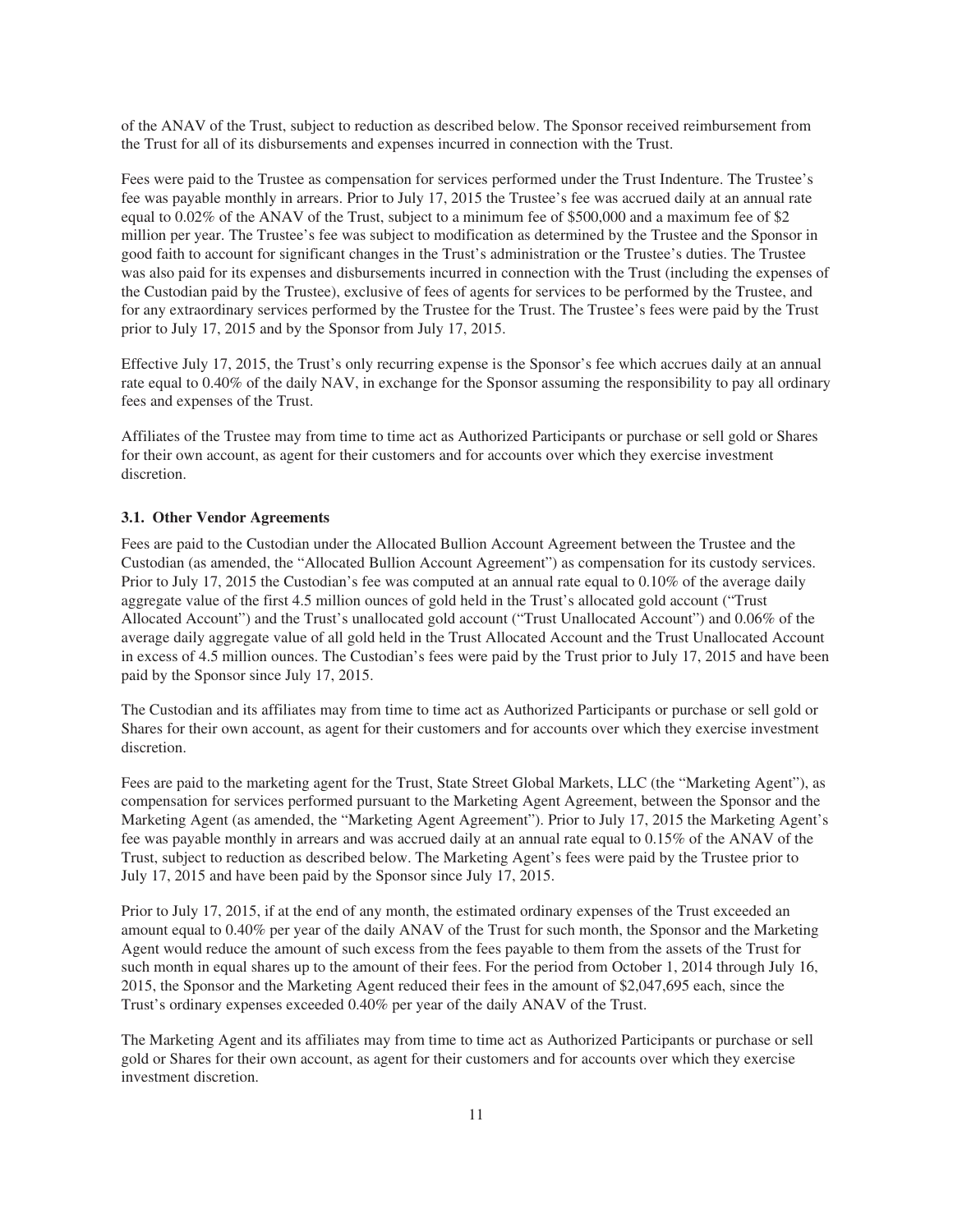of the ANAV of the Trust, subject to reduction as described below. The Sponsor received reimbursement from the Trust for all of its disbursements and expenses incurred in connection with the Trust.

Fees were paid to the Trustee as compensation for services performed under the Trust Indenture. The Trustee's fee was payable monthly in arrears. Prior to July 17, 2015 the Trustee's fee was accrued daily at an annual rate equal to 0.02% of the ANAV of the Trust, subject to a minimum fee of $500,000 and a maximum fee of $2 million per year. The Trustee's fee was subject to modification as determined by the Trustee and the Sponsor in good faith to account for significant changes in the Trust's administration or the Trustee's duties. The Trustee was also paid for its expenses and disbursements incurred in connection with the Trust (including the expenses of the Custodian paid by the Trustee), exclusive of fees of agents for services to be performed by the Trustee, and for any extraordinary services performed by the Trustee for the Trust. The Trustee's fees were paid by the Trust prior to July 17, 2015 and by the Sponsor from July 17, 2015.

Effective July 17, 2015, the Trust's only recurring expense is the Sponsor's fee which accrues daily at an annual rate equal to 0.40% of the daily NAV, in exchange for the Sponsor assuming the responsibility to pay all ordinary fees and expenses of the Trust.

Affiliates of the Trustee may from time to time act as Authorized Participants or purchase or sell gold or Shares for their own account, as agent for their customers and for accounts over which they exercise investment discretion.

### 3.1. Other Vendor Agreements

Fees are paid to the Custodian under the Allocated Bullion Account Agreement between the Trustee and the Custodian (as amended, the "Allocated Bullion Account Agreement") as compensation for its custody services. Prior to July 17, 2015 the Custodian's fee was computed at an annual rate equal to 0.10% of the average daily aggregate value of the first 4.5 million ounces of gold held in the Trust's allocated gold account ("Trust Allocated Account") and the Trust's unallocated gold account ("Trust Unallocated Account") and 0.06% of the average daily aggregate value of all gold held in the Trust Allocated Account and the Trust Unallocated Account in excess of 4.5 million ounces. The Custodian's fees were paid by the Trust prior to July 17, 2015 and have been paid by the Sponsor since July 17, 2015.

The Custodian and its affiliates may from time to time act as Authorized Participants or purchase or sell gold or Shares for their own account, as agent for their customers and for accounts over which they exercise investment discretion.

Fees are paid to the marketing agent for the Trust, State Street Global Markets, LLC (the "Marketing Agent"), as compensation for services performed pursuant to the Marketing Agent Agreement, between the Sponsor and the Marketing Agent (as amended, the "Marketing Agent Agreement"). Prior to July 17, 2015 the Marketing Agent's fee was payable monthly in arrears and was accrued daily at an annual rate equal to 0.15% of the ANAV of the Trust, subject to reduction as described below. The Marketing Agent's fees were paid by the Trustee prior to July 17, 2015 and have been paid by the Sponsor since July 17, 2015.

Prior to July 17, 2015, if at the end of any month, the estimated ordinary expenses of the Trust exceeded an amount equal to 0.40% per year of the daily ANAV of the Trust for such month, the Sponsor and the Marketing Agent would reduce the amount of such excess from the fees payable to them from the assets of the Trust for such month in equal shares up to the amount of their fees. For the period from October 1, 2014 through July 16, 2015, the Sponsor and the Marketing Agent reduced their fees in the amount of $2,047,695 each, since the Trust's ordinary expenses exceeded 0.40% per year of the daily ANAV of the Trust.

The Marketing Agent and its affiliates may from time to time act as Authorized Participants or purchase or sell gold or Shares for their own account, as agent for their customers and for accounts over which they exercise investment discretion.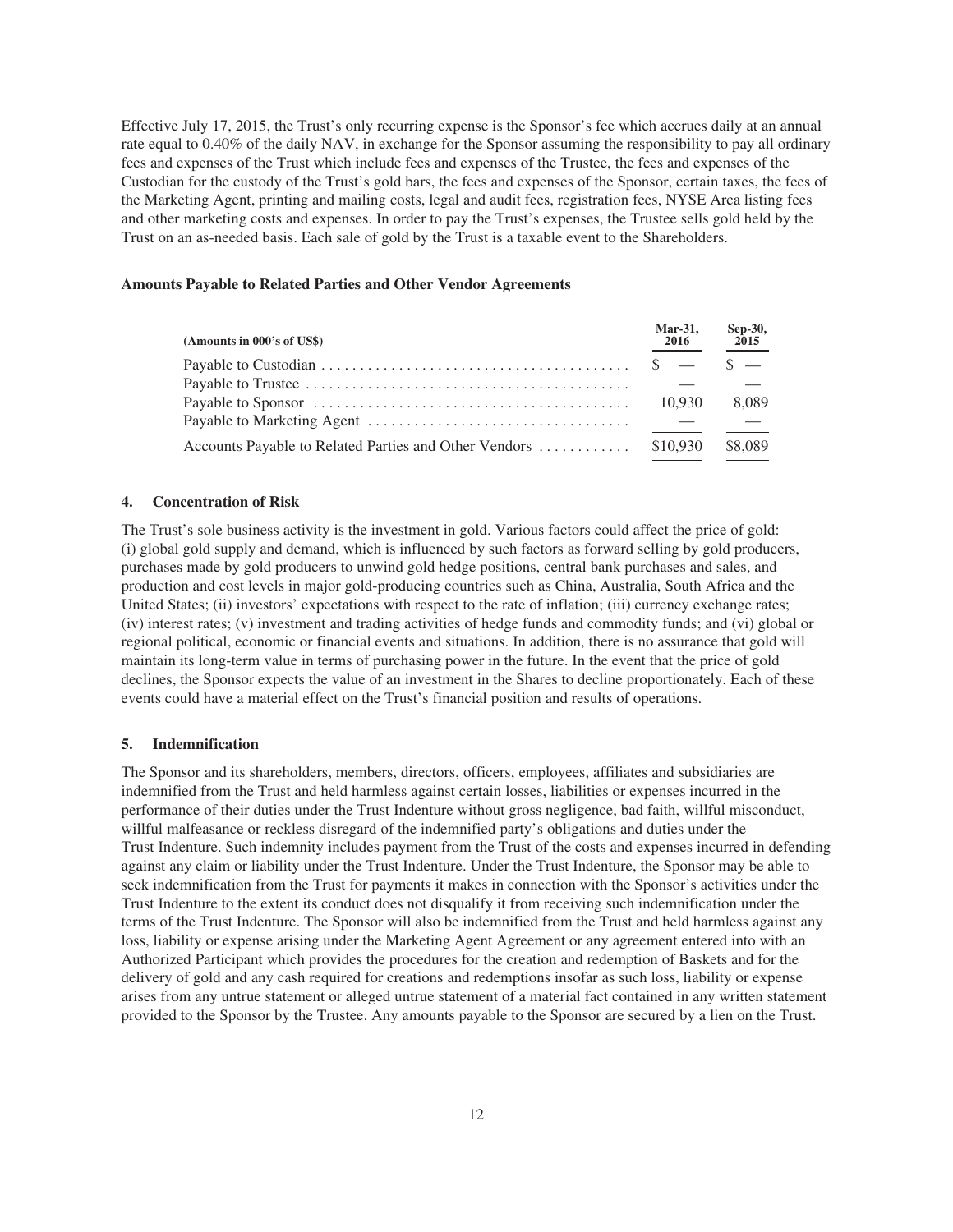Effective July 17, 2015, the Trust's only recurring expense is the Sponsor's fee which accrues daily at an annual rate equal to 0.40% of the daily NAV, in exchange for the Sponsor assuming the responsibility to pay all ordinary fees and expenses of the Trust which include fees and expenses of the Trustee, the fees and expenses of the Custodian for the custody of the Trust's gold bars, the fees and expenses of the Sponsor, certain taxes, the fees of the Marketing Agent, printing and mailing costs, legal and audit fees, registration fees, NYSE Arca listing fees and other marketing costs and expenses. In order to pay the Trust's expenses, the Trustee sells gold held by the Trust on an as-needed basis. Each sale of gold by the Trust is a taxable event to the Shareholders.

**Amounts Payable to Related Parties and Other Vendor Agreements**

| (Amounts in 000's of US$) | Mar-31, 2016 | Sep-30, 2015 |
|---|---|---|
| Payable to Custodian | $ — | $ — |
| Payable to Trustee | — | — |
| Payable to Sponsor | 10,930 | 8,089 |
| Payable to Marketing Agent | — | — |
| Accounts Payable to Related Parties and Other Vendors | $10,930 | $8,089 |

## 4. Concentration of Risk

The Trust's sole business activity is the investment in gold. Various factors could affect the price of gold: (i) global gold supply and demand, which is influenced by such factors as forward selling by gold producers, purchases made by gold producers to unwind gold hedge positions, central bank purchases and sales, and production and cost levels in major gold-producing countries such as China, Australia, South Africa and the United States; (ii) investors' expectations with respect to the rate of inflation; (iii) currency exchange rates; (iv) interest rates; (v) investment and trading activities of hedge funds and commodity funds; and (vi) global or regional political, economic or financial events and situations. In addition, there is no assurance that gold will maintain its long-term value in terms of purchasing power in the future. In the event that the price of gold declines, the Sponsor expects the value of an investment in the Shares to decline proportionately. Each of these events could have a material effect on the Trust's financial position and results of operations.

## 5. Indemnification

The Sponsor and its shareholders, members, directors, officers, employees, affiliates and subsidiaries are indemnified from the Trust and held harmless against certain losses, liabilities or expenses incurred in the performance of their duties under the Trust Indenture without gross negligence, bad faith, willful misconduct, willful malfeasance or reckless disregard of the indemnified party's obligations and duties under the Trust Indenture. Such indemnity includes payment from the Trust of the costs and expenses incurred in defending against any claim or liability under the Trust Indenture. Under the Trust Indenture, the Sponsor may be able to seek indemnification from the Trust for payments it makes in connection with the Sponsor's activities under the Trust Indenture to the extent its conduct does not disqualify it from receiving such indemnification under the terms of the Trust Indenture. The Sponsor will also be indemnified from the Trust and held harmless against any loss, liability or expense arising under the Marketing Agent Agreement or any agreement entered into with an Authorized Participant which provides the procedures for the creation and redemption of Baskets and for the delivery of gold and any cash required for creations and redemptions insofar as such loss, liability or expense arises from any untrue statement or alleged untrue statement of a material fact contained in any written statement provided to the Sponsor by the Trustee. Any amounts payable to the Sponsor are secured by a lien on the Trust.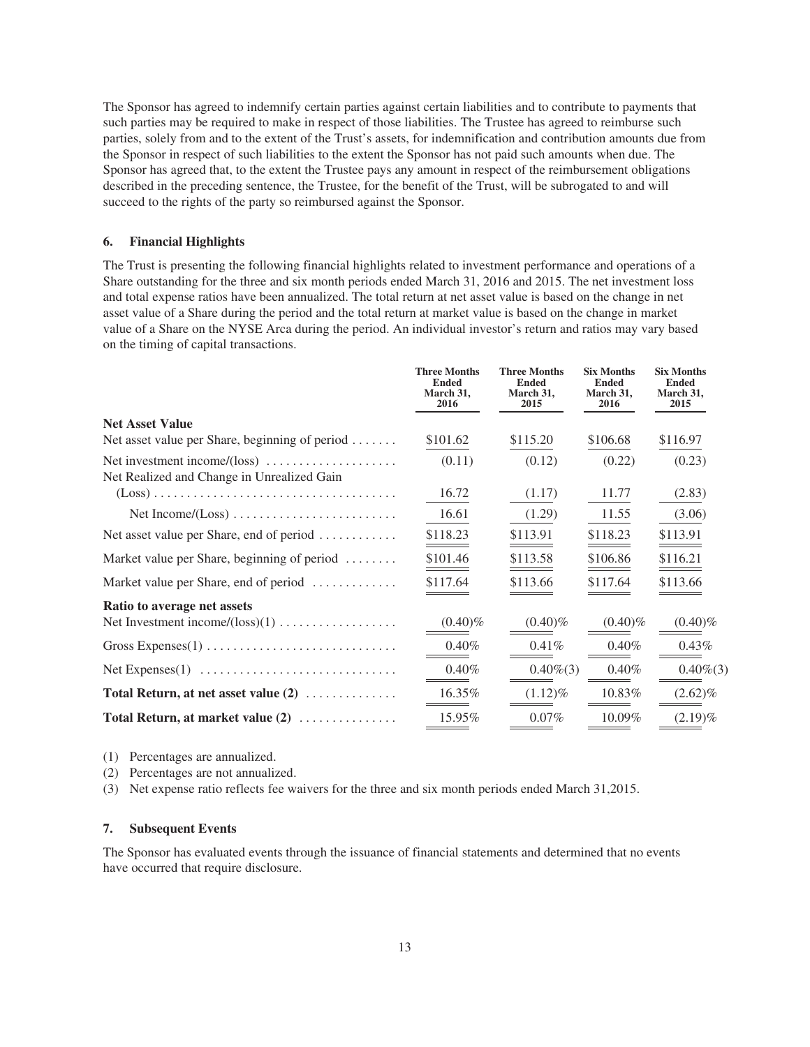The Sponsor has agreed to indemnify certain parties against certain liabilities and to contribute to payments that such parties may be required to make in respect of those liabilities. The Trustee has agreed to reimburse such parties, solely from and to the extent of the Trust's assets, for indemnification and contribution amounts due from the Sponsor in respect of such liabilities to the extent the Sponsor has not paid such amounts when due. The Sponsor has agreed that, to the extent the Trustee pays any amount in respect of the reimbursement obligations described in the preceding sentence, the Trustee, for the benefit of the Trust, will be subrogated to and will succeed to the rights of the party so reimbursed against the Sponsor.

### 6. Financial Highlights

The Trust is presenting the following financial highlights related to investment performance and operations of a Share outstanding for the three and six month periods ended March 31, 2016 and 2015. The net investment loss and total expense ratios have been annualized. The total return at net asset value is based on the change in net asset value of a Share during the period and the total return at market value is based on the change in market value of a Share on the NYSE Arca during the period. An individual investor's return and ratios may vary based on the timing of capital transactions.

| | Three Months Ended March 31, 2016 | Three Months Ended March 31, 2015 | Six Months Ended March 31, 2016 | Six Months Ended March 31, 2015 |
|---|---|---|---|---|
| **Net Asset Value** | | | | |
| Net asset value per Share, beginning of period | $101.62 | $115.20 | $106.68 | $116.97 |
| Net investment income/(loss) | (0.11) | (0.12) | (0.22) | (0.23) |
| Net Realized and Change in Unrealized Gain (Loss) | 16.72 | (1.17) | 11.77 | (2.83) |
| Net Income/(Loss) | 16.61 | (1.29) | 11.55 | (3.06) |
| Net asset value per Share, end of period | $118.23 | $113.91 | $118.23 | $113.91 |
| Market value per Share, beginning of period | $101.46 | $113.58 | $106.86 | $116.21 |
| Market value per Share, end of period | $117.64 | $113.66 | $117.64 | $113.66 |
| **Ratio to average net assets** | | | | |
| Net Investment income/(loss)(1) | (0.40)% | (0.40)% | (0.40)% | (0.40)% |
| Gross Expenses(1) | 0.40% | 0.41% | 0.40% | 0.43% |
| Net Expenses(1) | 0.40% | 0.40%(3) | 0.40% | 0.40%(3) |
| **Total Return, at net asset value (2)** | 16.35% | (1.12)% | 10.83% | (2.62)% |
| **Total Return, at market value (2)** | 15.95% | 0.07% | 10.09% | (2.19)% |

(1) Percentages are annualized.

(2) Percentages are not annualized.

(3) Net expense ratio reflects fee waivers for the three and six month periods ended March 31,2015.

### 7. Subsequent Events

The Sponsor has evaluated events through the issuance of financial statements and determined that no events have occurred that require disclosure.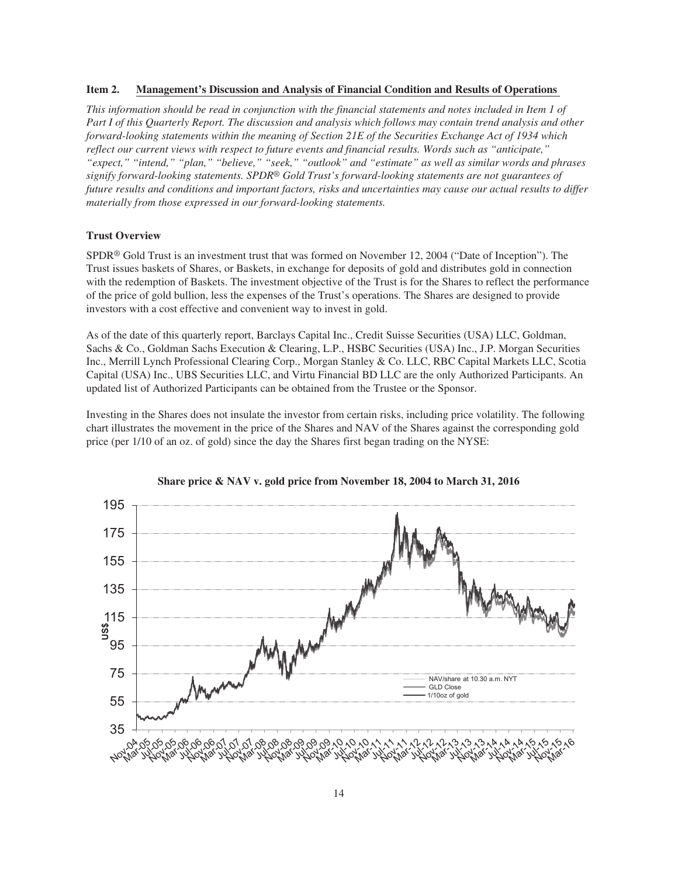### Item 2. Management's Discussion and Analysis of Financial Condition and Results of Operations

*This information should be read in conjunction with the financial statements and notes included in Item 1 of Part I of this Quarterly Report. The discussion and analysis which follows may contain trend analysis and other forward-looking statements within the meaning of Section 21E of the Securities Exchange Act of 1934 which reflect our current views with respect to future events and financial results. Words such as "anticipate," "expect," "intend," "plan," "believe," "seek," "outlook" and "estimate" as well as similar words and phrases signify forward-looking statements. SPDR® Gold Trust's forward-looking statements are not guarantees of future results and conditions and important factors, risks and uncertainties may cause our actual results to differ materially from those expressed in our forward-looking statements.*

**Trust Overview**

SPDR® Gold Trust is an investment trust that was formed on November 12, 2004 ("Date of Inception"). The Trust issues baskets of Shares, or Baskets, in exchange for deposits of gold and distributes gold in connection with the redemption of Baskets. The investment objective of the Trust is for the Shares to reflect the performance of the price of gold bullion, less the expenses of the Trust's operations. The Shares are designed to provide investors with a cost effective and convenient way to invest in gold.

As of the date of this quarterly report, Barclays Capital Inc., Credit Suisse Securities (USA) LLC, Goldman, Sachs & Co., Goldman Sachs Execution & Clearing, L.P., HSBC Securities (USA) Inc., J.P. Morgan Securities Inc., Merrill Lynch Professional Clearing Corp., Morgan Stanley & Co. LLC, RBC Capital Markets LLC, Scotia Capital (USA) Inc., UBS Securities LLC, and Virtu Financial BD LLC are the only Authorized Participants. An updated list of Authorized Participants can be obtained from the Trustee or the Sponsor.

Investing in the Shares does not insulate the investor from certain risks, including price volatility. The following chart illustrates the movement in the price of the Shares and NAV of the Shares against the corresponding gold price (per 1/10 of an oz. of gold) since the day the Shares first began trading on the NYSE:

**Share price & NAV v. gold price from November 18, 2004 to March 31, 2016**

US$

195
175
155
135
115
95
75
55
35

NAV/share at 10.30 a.m. NYT
GLD Close
1/10oz of gold

Nov-04 Mar-05 Jul-05 Nov-05 Mar-06 Jul-06 Nov-06 Mar-07 Jul-07 Nov-07 Mar-08 Jul-08 Nov-08 Mar-09 Jul-09 Nov-09 Mar-10 Jul-10 Nov-10 Mar-11 Jul-11 Nov-11 Mar-12 Jul-12 Nov-12 Mar-13 Jul-13 Nov-13 Mar-14 Jul-14 Nov-14 Mar-15 Jul-15 Nov-15 Mar-16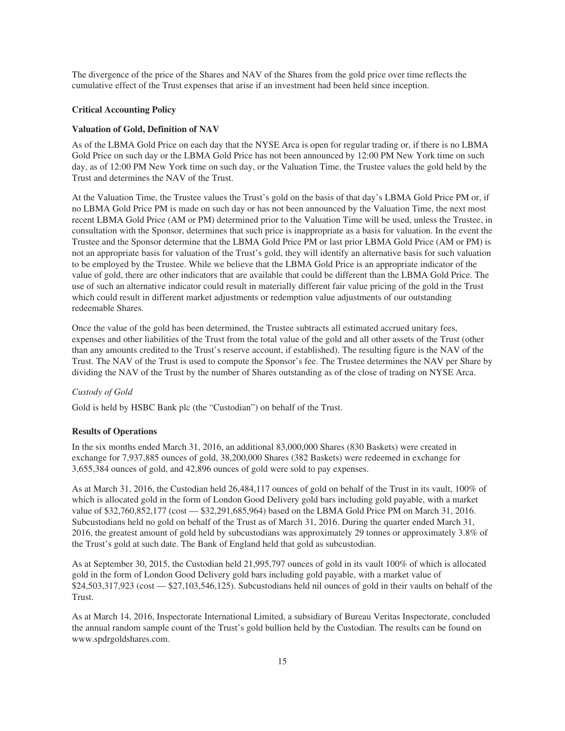The divergence of the price of the Shares and NAV of the Shares from the gold price over time reflects the cumulative effect of the Trust expenses that arise if an investment had been held since inception.

### Critical Accounting Policy

#### Valuation of Gold, Definition of NAV

As of the LBMA Gold Price on each day that the NYSE Arca is open for regular trading or, if there is no LBMA Gold Price on such day or the LBMA Gold Price has not been announced by 12:00 PM New York time on such day, as of 12:00 PM New York time on such day, or the Valuation Time, the Trustee values the gold held by the Trust and determines the NAV of the Trust.

At the Valuation Time, the Trustee values the Trust's gold on the basis of that day's LBMA Gold Price PM or, if no LBMA Gold Price PM is made on such day or has not been announced by the Valuation Time, the next most recent LBMA Gold Price (AM or PM) determined prior to the Valuation Time will be used, unless the Trustee, in consultation with the Sponsor, determines that such price is inappropriate as a basis for valuation. In the event the Trustee and the Sponsor determine that the LBMA Gold Price PM or last prior LBMA Gold Price (AM or PM) is not an appropriate basis for valuation of the Trust's gold, they will identify an alternative basis for such valuation to be employed by the Trustee. While we believe that the LBMA Gold Price is an appropriate indicator of the value of gold, there are other indicators that are available that could be different than the LBMA Gold Price. The use of such an alternative indicator could result in materially different fair value pricing of the gold in the Trust which could result in different market adjustments or redemption value adjustments of our outstanding redeemable Shares.

Once the value of the gold has been determined, the Trustee subtracts all estimated accrued unitary fees, expenses and other liabilities of the Trust from the total value of the gold and all other assets of the Trust (other than any amounts credited to the Trust's reserve account, if established). The resulting figure is the NAV of the Trust. The NAV of the Trust is used to compute the Sponsor's fee. The Trustee determines the NAV per Share by dividing the NAV of the Trust by the number of Shares outstanding as of the close of trading on NYSE Arca.

*Custody of Gold*

Gold is held by HSBC Bank plc (the "Custodian") on behalf of the Trust.

### Results of Operations

In the six months ended March 31, 2016, an additional 83,000,000 Shares (830 Baskets) were created in exchange for 7,937,885 ounces of gold, 38,200,000 Shares (382 Baskets) were redeemed in exchange for 3,655,384 ounces of gold, and 42,896 ounces of gold were sold to pay expenses.

As at March 31, 2016, the Custodian held 26,484,117 ounces of gold on behalf of the Trust in its vault, 100% of which is allocated gold in the form of London Good Delivery gold bars including gold payable, with a market value of $32,760,852,177 (cost — $32,291,685,964) based on the LBMA Gold Price PM on March 31, 2016. Subcustodians held no gold on behalf of the Trust as of March 31, 2016. During the quarter ended March 31, 2016, the greatest amount of gold held by subcustodians was approximately 29 tonnes or approximately 3.8% of the Trust's gold at such date. The Bank of England held that gold as subcustodian.

As at September 30, 2015, the Custodian held 21,995,797 ounces of gold in its vault 100% of which is allocated gold in the form of London Good Delivery gold bars including gold payable, with a market value of $24,503,317,923 (cost — $27,103,546,125). Subcustodians held nil ounces of gold in their vaults on behalf of the Trust.

As at March 14, 2016, Inspectorate International Limited, a subsidiary of Bureau Veritas Inspectorate, concluded the annual random sample count of the Trust's gold bullion held by the Custodian. The results can be found on www.spdrgoldshares.com.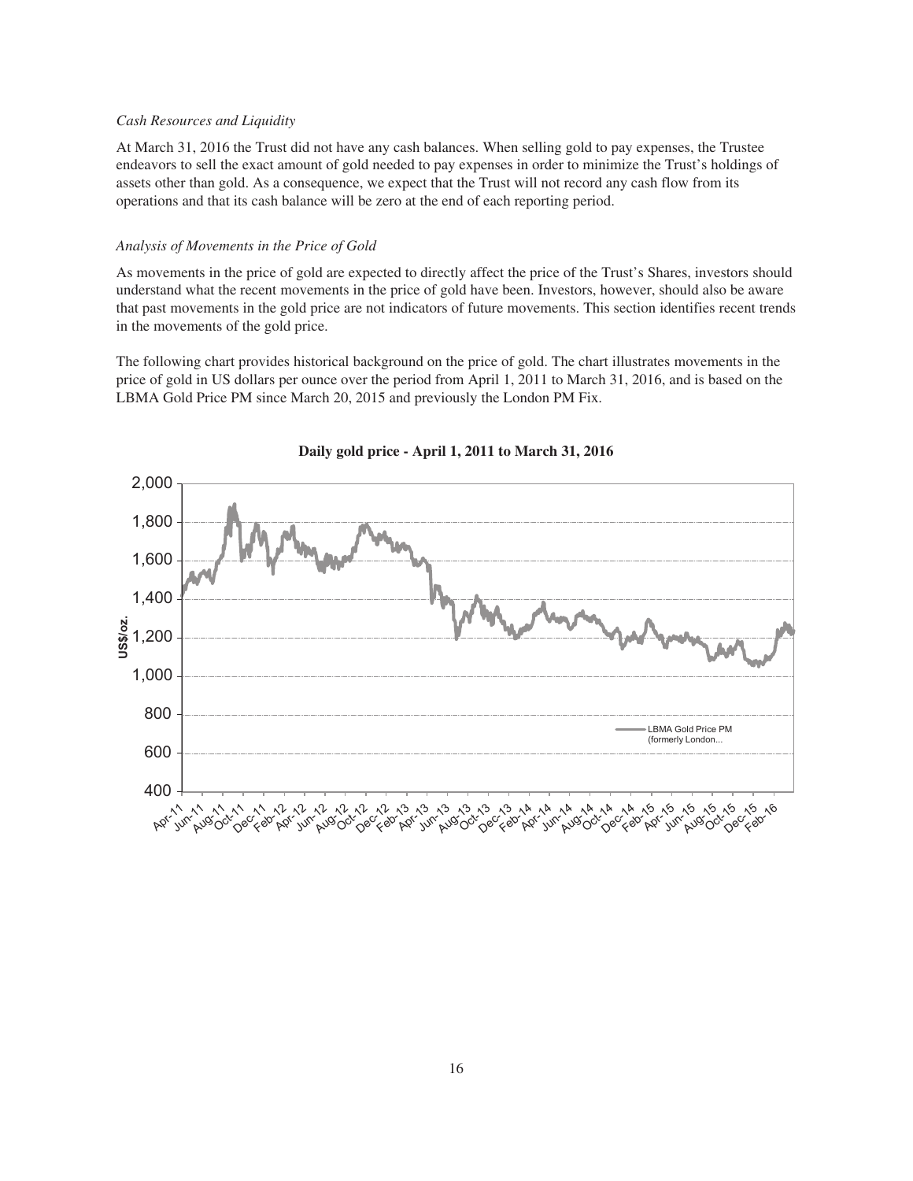*Cash Resources and Liquidity*

At March 31, 2016 the Trust did not have any cash balances. When selling gold to pay expenses, the Trustee endeavors to sell the exact amount of gold needed to pay expenses in order to minimize the Trust's holdings of assets other than gold. As a consequence, we expect that the Trust will not record any cash flow from its operations and that its cash balance will be zero at the end of each reporting period.

*Analysis of Movements in the Price of Gold*

As movements in the price of gold are expected to directly affect the price of the Trust's Shares, investors should understand what the recent movements in the price of gold have been. Investors, however, should also be aware that past movements in the gold price are not indicators of future movements. This section identifies recent trends in the movements of the gold price.

The following chart provides historical background on the price of gold. The chart illustrates movements in the price of gold in US dollars per ounce over the period from April 1, 2011 to March 31, 2016, and is based on the LBMA Gold Price PM since March 20, 2015 and previously the London PM Fix.

**Daily gold price - April 1, 2011 to March 31, 2016**

US$/oz.

2,000
1,800
1,600
1,400
1,200
1,000
800
600
400

Apr-11 Jun-11 Aug-11 Oct-11 Dec-11 Feb-12 Apr-12 Jun-12 Aug-12 Oct-12 Dec-12 Feb-13 Apr-13 Jun-13 Aug-13 Oct-13 Dec-13 Feb-14 Apr-14 Jun-14 Aug-14 Oct-14 Dec-14 Feb-15 Apr-15 Jun-15 Aug-15 Oct-15 Dec-15 Feb-16

LBMA Gold Price PM (formerly London...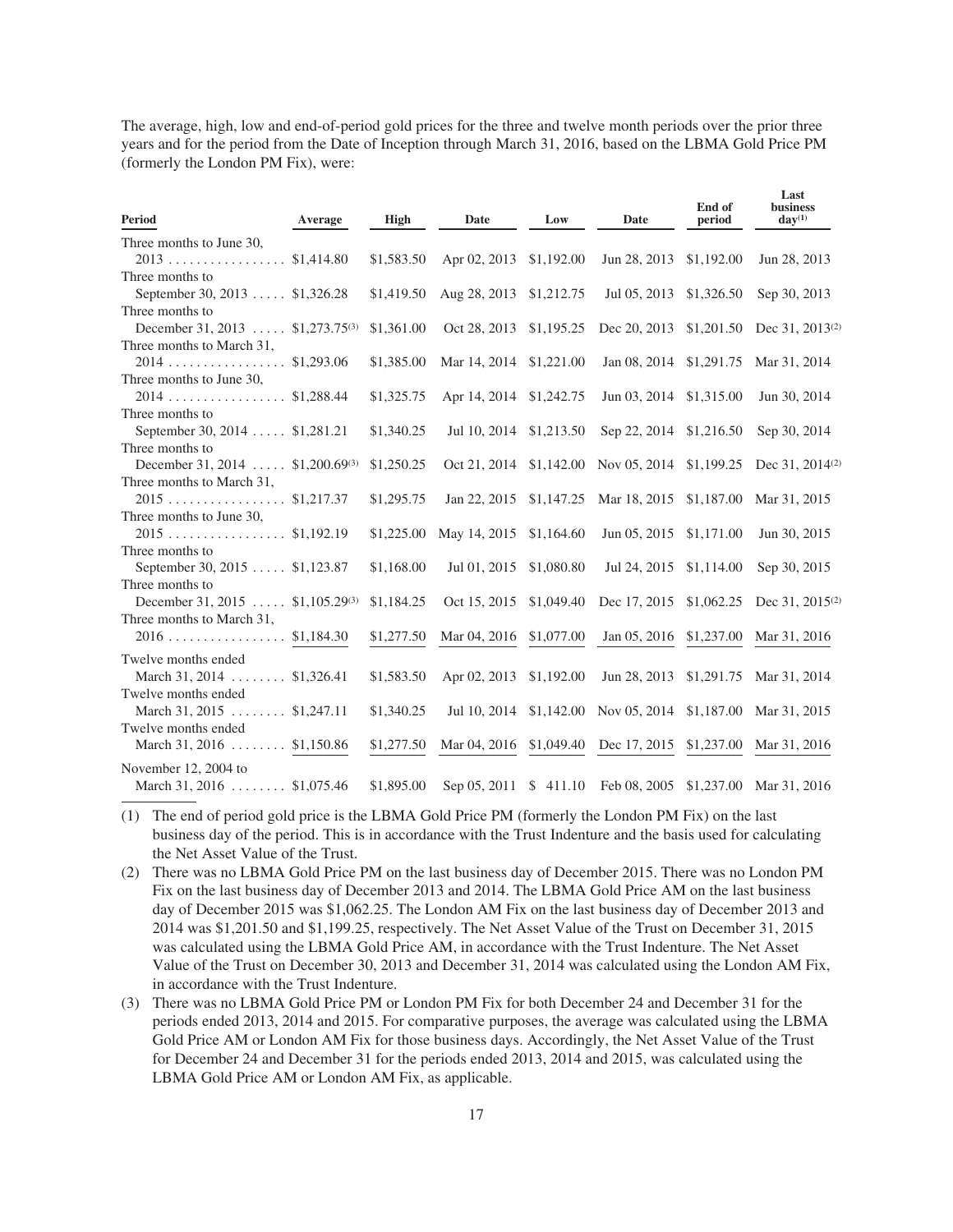The average, high, low and end-of-period gold prices for the three and twelve month periods over the prior three years and for the period from the Date of Inception through March 31, 2016, based on the LBMA Gold Price PM (formerly the London PM Fix), were:

| Period | Average | High | Date | Low | Date | End of period | Last business day[(1)] |
|---|---|---|---|---|---|---|---|
| Three months to June 30, 2013 | $1,414.80 | $1,583.50 | Apr 02, 2013 | $1,192.00 | Jun 28, 2013 | $1,192.00 | Jun 28, 2013 |
| Three months to September 30, 2013 | $1,326.28 | $1,419.50 | Aug 28, 2013 | $1,212.75 | Jul 05, 2013 | $1,326.50 | Sep 30, 2013 |
| Three months to December 31, 2013 | $1,273.75[(3)] | $1,361.00 | Oct 28, 2013 | $1,195.25 | Dec 20, 2013 | $1,201.50 | Dec 31, 2013[(2)] |
| Three months to March 31, 2014 | $1,293.06 | $1,385.00 | Mar 14, 2014 | $1,221.00 | Jan 08, 2014 | $1,291.75 | Mar 31, 2014 |
| Three months to June 30, 2014 | $1,288.44 | $1,325.75 | Apr 14, 2014 | $1,242.75 | Jun 03, 2014 | $1,315.00 | Jun 30, 2014 |
| Three months to September 30, 2014 | $1,281.21 | $1,340.25 | Jul 10, 2014 | $1,213.50 | Sep 22, 2014 | $1,216.50 | Sep 30, 2014 |
| Three months to December 31, 2014 | $1,200.69[(3)] | $1,250.25 | Oct 21, 2014 | $1,142.00 | Nov 05, 2014 | $1,199.25 | Dec 31, 2014[(2)] |
| Three months to March 31, 2015 | $1,217.37 | $1,295.75 | Jan 22, 2015 | $1,147.25 | Mar 18, 2015 | $1,187.00 | Mar 31, 2015 |
| Three months to June 30, 2015 | $1,192.19 | $1,225.00 | May 14, 2015 | $1,164.60 | Jun 05, 2015 | $1,171.00 | Jun 30, 2015 |
| Three months to September 30, 2015 | $1,123.87 | $1,168.00 | Jul 01, 2015 | $1,080.80 | Jul 24, 2015 | $1,114.00 | Sep 30, 2015 |
| Three months to December 31, 2015 | $1,105.29[(3)] | $1,184.25 | Oct 15, 2015 | $1,049.40 | Dec 17, 2015 | $1,062.25 | Dec 31, 2015[(2)] |
| Three months to March 31, 2016 | $1,184.30 | $1,277.50 | Mar 04, 2016 | $1,077.00 | Jan 05, 2016 | $1,237.00 | Mar 31, 2016 |
| Twelve months ended March 31, 2014 | $1,326.41 | $1,583.50 | Apr 02, 2013 | $1,192.00 | Jun 28, 2013 | $1,291.75 | Mar 31, 2014 |
| Twelve months ended March 31, 2015 | $1,247.11 | $1,340.25 | Jul 10, 2014 | $1,142.00 | Nov 05, 2014 | $1,187.00 | Mar 31, 2015 |
| Twelve months ended March 31, 2016 | $1,150.86 | $1,277.50 | Mar 04, 2016 | $1,049.40 | Dec 17, 2015 | $1,237.00 | Mar 31, 2016 |
| November 12, 2004 to March 31, 2016 | $1,075.46 | $1,895.00 | Sep 05, 2011 | $ 411.10 | Feb 08, 2005 | $1,237.00 | Mar 31, 2016 |

(1) The end of period gold price is the LBMA Gold Price PM (formerly the London PM Fix) on the last business day of the period. This is in accordance with the Trust Indenture and the basis used for calculating the Net Asset Value of the Trust.

(2) There was no LBMA Gold Price PM on the last business day of December 2015. There was no London PM Fix on the last business day of December 2013 and 2014. The LBMA Gold Price AM on the last business day of December 2015 was $1,062.25. The London AM Fix on the last business day of December 2013 and 2014 was $1,201.50 and $1,199.25, respectively. The Net Asset Value of the Trust on December 31, 2015 was calculated using the LBMA Gold Price AM, in accordance with the Trust Indenture. The Net Asset Value of the Trust on December 30, 2013 and December 31, 2014 was calculated using the London AM Fix, in accordance with the Trust Indenture.

(3) There was no LBMA Gold Price PM or London PM Fix for both December 24 and December 31 for the periods ended 2013, 2014 and 2015. For comparative purposes, the average was calculated using the LBMA Gold Price AM or London AM Fix for those business days. Accordingly, the Net Asset Value of the Trust for December 24 and December 31 for the periods ended 2013, 2014 and 2015, was calculated using the LBMA Gold Price AM or London AM Fix, as applicable.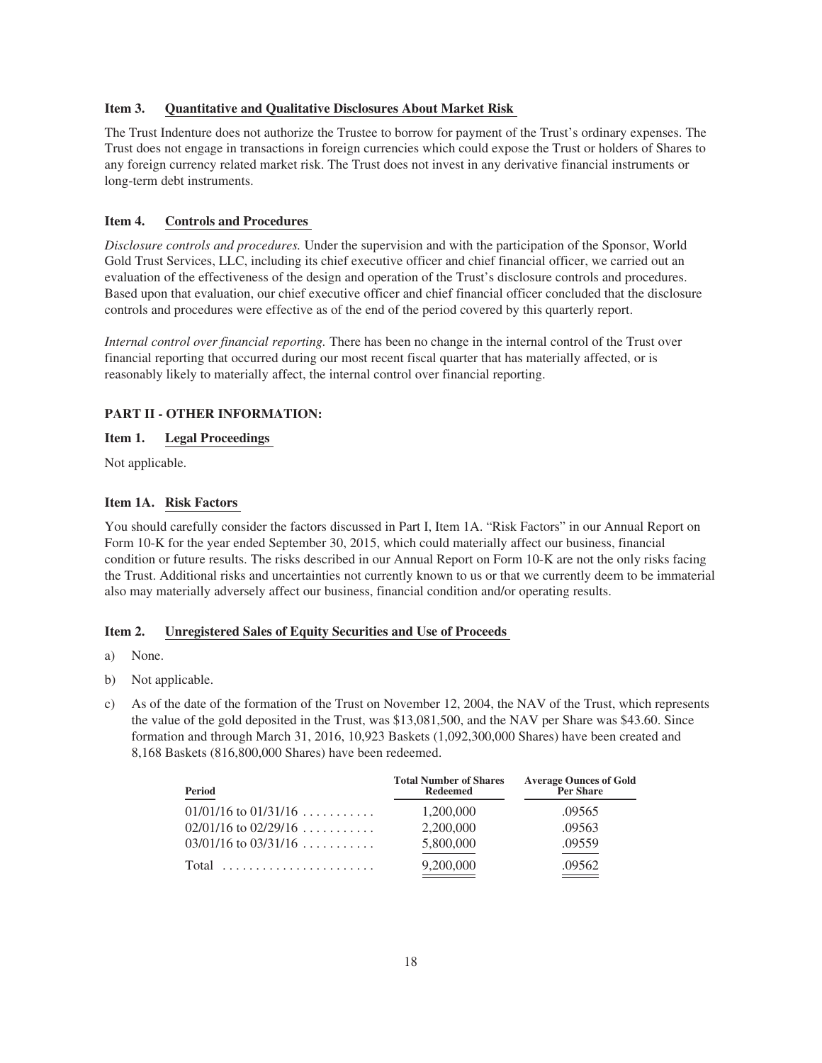### Item 3. Quantitative and Qualitative Disclosures About Market Risk

The Trust Indenture does not authorize the Trustee to borrow for payment of the Trust's ordinary expenses. The Trust does not engage in transactions in foreign currencies which could expose the Trust or holders of Shares to any foreign currency related market risk. The Trust does not invest in any derivative financial instruments or long-term debt instruments.

### Item 4. Controls and Procedures

*Disclosure controls and procedures.* Under the supervision and with the participation of the Sponsor, World Gold Trust Services, LLC, including its chief executive officer and chief financial officer, we carried out an evaluation of the effectiveness of the design and operation of the Trust's disclosure controls and procedures. Based upon that evaluation, our chief executive officer and chief financial officer concluded that the disclosure controls and procedures were effective as of the end of the period covered by this quarterly report.

*Internal control over financial reporting.* There has been no change in the internal control of the Trust over financial reporting that occurred during our most recent fiscal quarter that has materially affected, or is reasonably likely to materially affect, the internal control over financial reporting.

## PART II - OTHER INFORMATION:

### Item 1. Legal Proceedings

Not applicable.

### Item 1A. Risk Factors

You should carefully consider the factors discussed in Part I, Item 1A. "Risk Factors" in our Annual Report on Form 10-K for the year ended September 30, 2015, which could materially affect our business, financial condition or future results. The risks described in our Annual Report on Form 10-K are not the only risks facing the Trust. Additional risks and uncertainties not currently known to us or that we currently deem to be immaterial also may materially adversely affect our business, financial condition and/or operating results.

### Item 2. Unregistered Sales of Equity Securities and Use of Proceeds

a) None.

b) Not applicable.

c) As of the date of the formation of the Trust on November 12, 2004, the NAV of the Trust, which represents the value of the gold deposited in the Trust, was $13,081,500, and the NAV per Share was $43.60. Since formation and through March 31, 2016, 10,923 Baskets (1,092,300,000 Shares) have been created and 8,168 Baskets (816,800,000 Shares) have been redeemed.

| Period | Total Number of Shares Redeemed | Average Ounces of Gold Per Share |
|---|---|---|
| 01/01/16 to 01/31/16 | 1,200,000 | .09565 |
| 02/01/16 to 02/29/16 | 2,200,000 | .09563 |
| 03/01/16 to 03/31/16 | 5,800,000 | .09559 |
| Total | 9,200,000 | .09562 |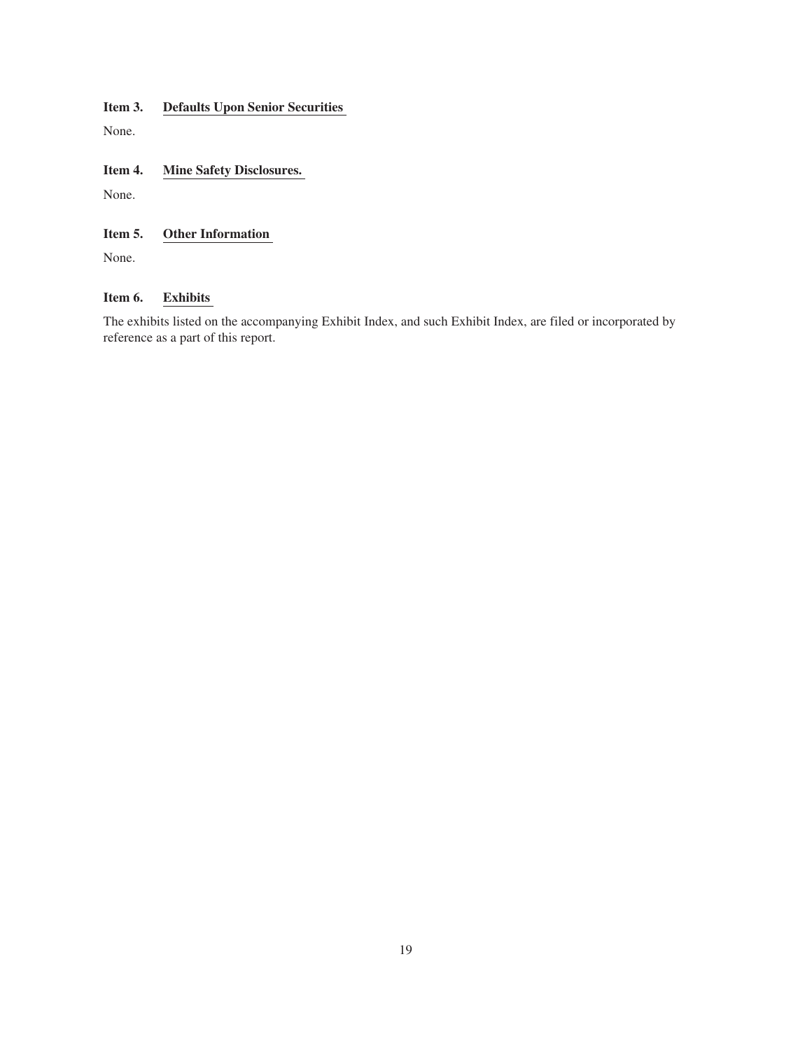### Item 3. Defaults Upon Senior Securities

None.

### Item 4. Mine Safety Disclosures.

None.

### Item 5. Other Information

None.

### Item 6. Exhibits

The exhibits listed on the accompanying Exhibit Index, and such Exhibit Index, are filed or incorporated by reference as a part of this report.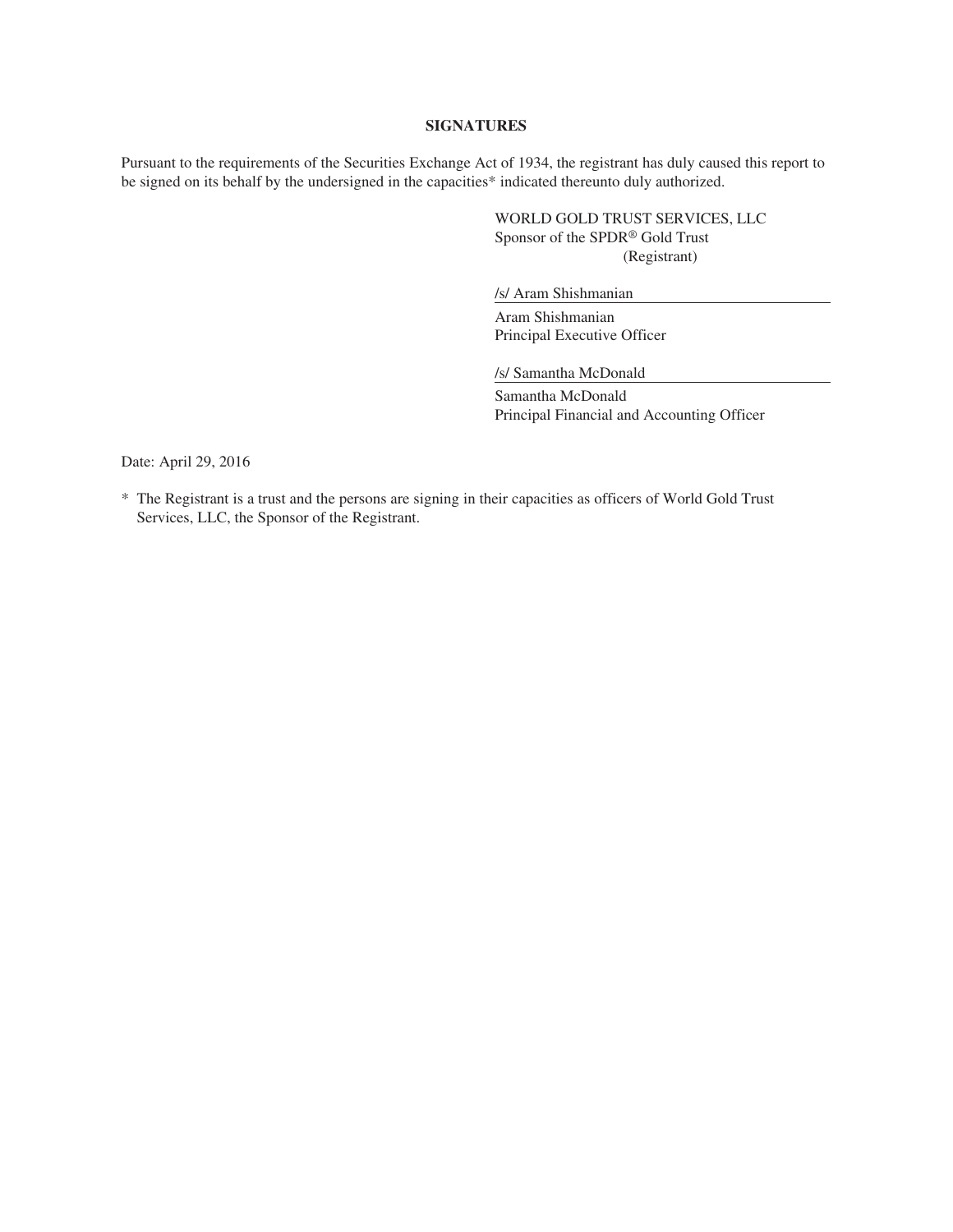## SIGNATURES

Pursuant to the requirements of the Securities Exchange Act of 1934, the registrant has duly caused this report to be signed on its behalf by the undersigned in the capacities* indicated thereunto duly authorized.

WORLD GOLD TRUST SERVICES, LLC
Sponsor of the SPDR® Gold Trust
(Registrant)

/s/ Aram Shishmanian

Aram Shishmanian
Principal Executive Officer

/s/ Samantha McDonald

Samantha McDonald
Principal Financial and Accounting Officer

Date: April 29, 2016

* The Registrant is a trust and the persons are signing in their capacities as officers of World Gold Trust Services, LLC, the Sponsor of the Registrant.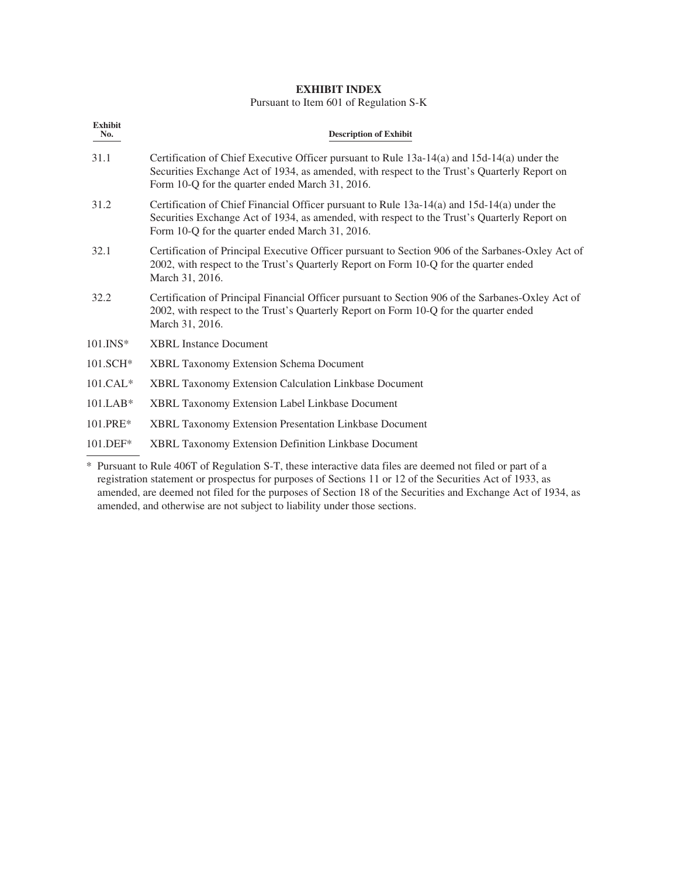## EXHIBIT INDEX

Pursuant to Item 601 of Regulation S-K

| Exhibit No. | Description of Exhibit |
| --- | --- |
| 31.1 | Certification of Chief Executive Officer pursuant to Rule 13a-14(a) and 15d-14(a) under the Securities Exchange Act of 1934, as amended, with respect to the Trust's Quarterly Report on Form 10-Q for the quarter ended March 31, 2016. |
| 31.2 | Certification of Chief Financial Officer pursuant to Rule 13a-14(a) and 15d-14(a) under the Securities Exchange Act of 1934, as amended, with respect to the Trust's Quarterly Report on Form 10-Q for the quarter ended March 31, 2016. |
| 32.1 | Certification of Principal Executive Officer pursuant to Section 906 of the Sarbanes-Oxley Act of 2002, with respect to the Trust's Quarterly Report on Form 10-Q for the quarter ended March 31, 2016. |
| 32.2 | Certification of Principal Financial Officer pursuant to Section 906 of the Sarbanes-Oxley Act of 2002, with respect to the Trust's Quarterly Report on Form 10-Q for the quarter ended March 31, 2016. |
| 101.INS* | XBRL Instance Document |
| 101.SCH* | XBRL Taxonomy Extension Schema Document |
| 101.CAL* | XBRL Taxonomy Extension Calculation Linkbase Document |
| 101.LAB* | XBRL Taxonomy Extension Label Linkbase Document |
| 101.PRE* | XBRL Taxonomy Extension Presentation Linkbase Document |
| 101.DEF* | XBRL Taxonomy Extension Definition Linkbase Document |

\* Pursuant to Rule 406T of Regulation S-T, these interactive data files are deemed not filed or part of a registration statement or prospectus for purposes of Sections 11 or 12 of the Securities Act of 1933, as amended, are deemed not filed for the purposes of Section 18 of the Securities and Exchange Act of 1934, as amended, and otherwise are not subject to liability under those sections.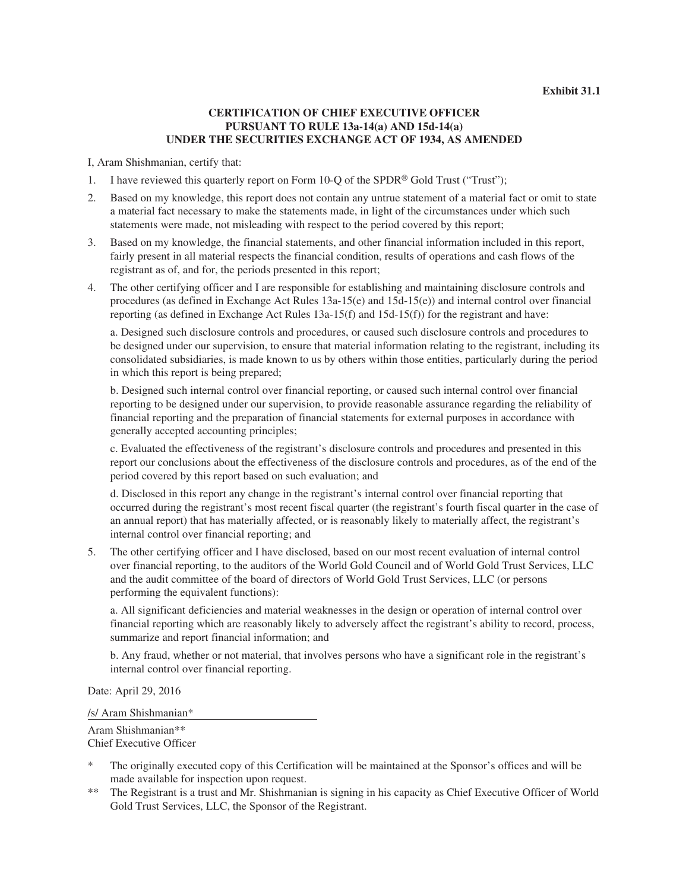**Exhibit 31.1**

**CERTIFICATION OF CHIEF EXECUTIVE OFFICER
PURSUANT TO RULE 13a-14(a) AND 15d-14(a)
UNDER THE SECURITIES EXCHANGE ACT OF 1934, AS AMENDED**

I, Aram Shishmanian, certify that:

1. I have reviewed this quarterly report on Form 10-Q of the SPDR® Gold Trust (“Trust”);
2. Based on my knowledge, this report does not contain any untrue statement of a material fact or omit to state a material fact necessary to make the statements made, in light of the circumstances under which such statements were made, not misleading with respect to the period covered by this report;
3. Based on my knowledge, the financial statements, and other financial information included in this report, fairly present in all material respects the financial condition, results of operations and cash flows of the registrant as of, and for, the periods presented in this report;
4. The other certifying officer and I are responsible for establishing and maintaining disclosure controls and procedures (as defined in Exchange Act Rules 13a-15(e) and 15d-15(e)) and internal control over financial reporting (as defined in Exchange Act Rules 13a-15(f) and 15d-15(f)) for the registrant and have:

   a. Designed such disclosure controls and procedures, or caused such disclosure controls and procedures to be designed under our supervision, to ensure that material information relating to the registrant, including its consolidated subsidiaries, is made known to us by others within those entities, particularly during the period in which this report is being prepared;

   b. Designed such internal control over financial reporting, or caused such internal control over financial reporting to be designed under our supervision, to provide reasonable assurance regarding the reliability of financial reporting and the preparation of financial statements for external purposes in accordance with generally accepted accounting principles;

   c. Evaluated the effectiveness of the registrant’s disclosure controls and procedures and presented in this report our conclusions about the effectiveness of the disclosure controls and procedures, as of the end of the period covered by this report based on such evaluation; and

   d. Disclosed in this report any change in the registrant’s internal control over financial reporting that occurred during the registrant’s most recent fiscal quarter (the registrant’s fourth fiscal quarter in the case of an annual report) that has materially affected, or is reasonably likely to materially affect, the registrant’s internal control over financial reporting; and

5. The other certifying officer and I have disclosed, based on our most recent evaluation of internal control over financial reporting, to the auditors of the World Gold Council and of World Gold Trust Services, LLC and the audit committee of the board of directors of World Gold Trust Services, LLC (or persons performing the equivalent functions):

   a. All significant deficiencies and material weaknesses in the design or operation of internal control over financial reporting which are reasonably likely to adversely affect the registrant’s ability to record, process, summarize and report financial information; and

   b. Any fraud, whether or not material, that involves persons who have a significant role in the registrant’s internal control over financial reporting.

Date: April 29, 2016

/s/ Aram Shishmanian*

Aram Shishmanian**
Chief Executive Officer

\* The originally executed copy of this Certification will be maintained at the Sponsor’s offices and will be made available for inspection upon request.

\*\* The Registrant is a trust and Mr. Shishmanian is signing in his capacity as Chief Executive Officer of World Gold Trust Services, LLC, the Sponsor of the Registrant.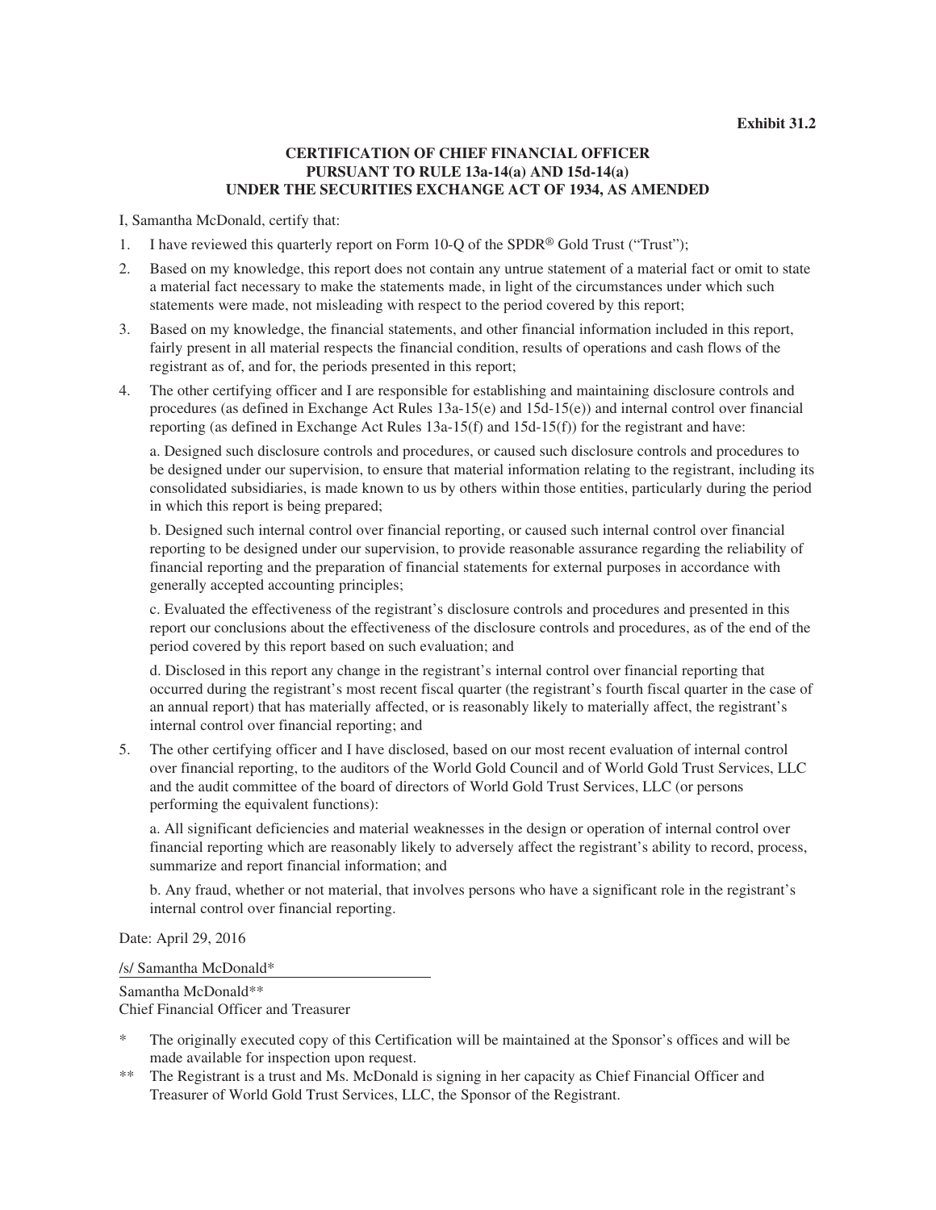**Exhibit 31.2**

**CERTIFICATION OF CHIEF FINANCIAL OFFICER
PURSUANT TO RULE 13a-14(a) AND 15d-14(a)
UNDER THE SECURITIES EXCHANGE ACT OF 1934, AS AMENDED**

I, Samantha McDonald, certify that:

1. I have reviewed this quarterly report on Form 10-Q of the SPDR® Gold Trust (“Trust”);
2. Based on my knowledge, this report does not contain any untrue statement of a material fact or omit to state a material fact necessary to make the statements made, in light of the circumstances under which such statements were made, not misleading with respect to the period covered by this report;
3. Based on my knowledge, the financial statements, and other financial information included in this report, fairly present in all material respects the financial condition, results of operations and cash flows of the registrant as of, and for, the periods presented in this report;
4. The other certifying officer and I are responsible for establishing and maintaining disclosure controls and procedures (as defined in Exchange Act Rules 13a-15(e) and 15d-15(e)) and internal control over financial reporting (as defined in Exchange Act Rules 13a-15(f) and 15d-15(f)) for the registrant and have:

   a. Designed such disclosure controls and procedures, or caused such disclosure controls and procedures to be designed under our supervision, to ensure that material information relating to the registrant, including its consolidated subsidiaries, is made known to us by others within those entities, particularly during the period in which this report is being prepared;

   b. Designed such internal control over financial reporting, or caused such internal control over financial reporting to be designed under our supervision, to provide reasonable assurance regarding the reliability of financial reporting and the preparation of financial statements for external purposes in accordance with generally accepted accounting principles;

   c. Evaluated the effectiveness of the registrant’s disclosure controls and procedures and presented in this report our conclusions about the effectiveness of the disclosure controls and procedures, as of the end of the period covered by this report based on such evaluation; and

   d. Disclosed in this report any change in the registrant’s internal control over financial reporting that occurred during the registrant’s most recent fiscal quarter (the registrant’s fourth fiscal quarter in the case of an annual report) that has materially affected, or is reasonably likely to materially affect, the registrant’s internal control over financial reporting; and

5. The other certifying officer and I have disclosed, based on our most recent evaluation of internal control over financial reporting, to the auditors of the World Gold Council and of World Gold Trust Services, LLC and the audit committee of the board of directors of World Gold Trust Services, LLC (or persons performing the equivalent functions):

   a. All significant deficiencies and material weaknesses in the design or operation of internal control over financial reporting which are reasonably likely to adversely affect the registrant’s ability to record, process, summarize and report financial information; and

   b. Any fraud, whether or not material, that involves persons who have a significant role in the registrant’s internal control over financial reporting.

Date: April 29, 2016

/s/ Samantha McDonald*

Samantha McDonald**
Chief Financial Officer and Treasurer

\* The originally executed copy of this Certification will be maintained at the Sponsor’s offices and will be made available for inspection upon request.

\*\* The Registrant is a trust and Ms. McDonald is signing in her capacity as Chief Financial Officer and Treasurer of World Gold Trust Services, LLC, the Sponsor of the Registrant.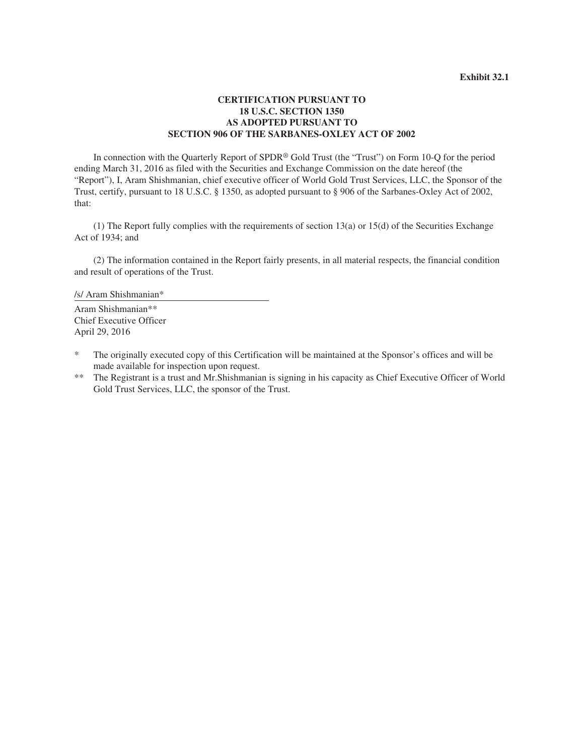**Exhibit 32.1**

**CERTIFICATION PURSUANT TO**
**18 U.S.C. SECTION 1350**
**AS ADOPTED PURSUANT TO**
**SECTION 906 OF THE SARBANES-OXLEY ACT OF 2002**

In connection with the Quarterly Report of SPDR® Gold Trust (the "Trust") on Form 10-Q for the period ending March 31, 2016 as filed with the Securities and Exchange Commission on the date hereof (the "Report"), I, Aram Shishmanian, chief executive officer of World Gold Trust Services, LLC, the Sponsor of the Trust, certify, pursuant to 18 U.S.C. § 1350, as adopted pursuant to § 906 of the Sarbanes-Oxley Act of 2002, that:

(1) The Report fully complies with the requirements of section 13(a) or 15(d) of the Securities Exchange Act of 1934; and

(2) The information contained in the Report fairly presents, in all material respects, the financial condition and result of operations of the Trust.

/s/ Aram Shishmanian*

Aram Shishmanian**
Chief Executive Officer
April 29, 2016

\* The originally executed copy of this Certification will be maintained at the Sponsor's offices and will be made available for inspection upon request.

** The Registrant is a trust and Mr.Shishmanian is signing in his capacity as Chief Executive Officer of World Gold Trust Services, LLC, the sponsor of the Trust.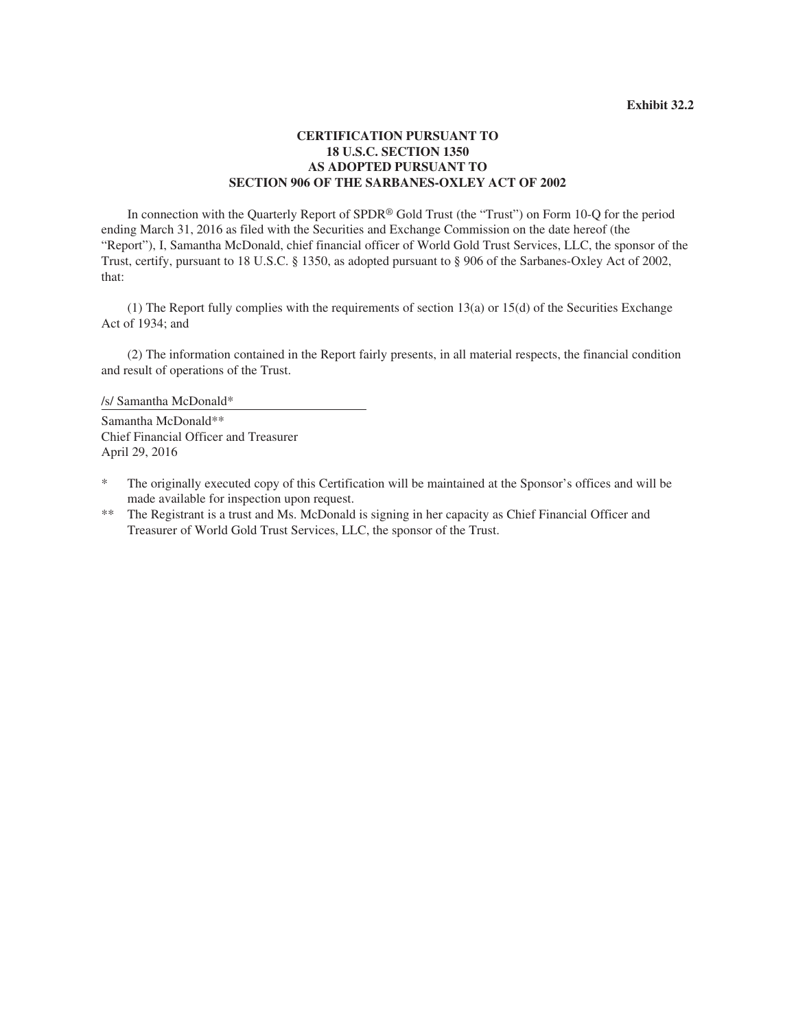**Exhibit 32.2**

**CERTIFICATION PURSUANT TO
18 U.S.C. SECTION 1350
AS ADOPTED PURSUANT TO
SECTION 906 OF THE SARBANES-OXLEY ACT OF 2002**

In connection with the Quarterly Report of SPDR® Gold Trust (the "Trust") on Form 10-Q for the period ending March 31, 2016 as filed with the Securities and Exchange Commission on the date hereof (the "Report"), I, Samantha McDonald, chief financial officer of World Gold Trust Services, LLC, the sponsor of the Trust, certify, pursuant to 18 U.S.C. § 1350, as adopted pursuant to § 906 of the Sarbanes-Oxley Act of 2002, that:

(1) The Report fully complies with the requirements of section 13(a) or 15(d) of the Securities Exchange Act of 1934; and

(2) The information contained in the Report fairly presents, in all material respects, the financial condition and result of operations of the Trust.

/s/ Samantha McDonald*

Samantha McDonald**
Chief Financial Officer and Treasurer
April 29, 2016

\* The originally executed copy of this Certification will be maintained at the Sponsor's offices and will be made available for inspection upon request.

\** The Registrant is a trust and Ms. McDonald is signing in her capacity as Chief Financial Officer and Treasurer of World Gold Trust Services, LLC, the sponsor of the Trust.